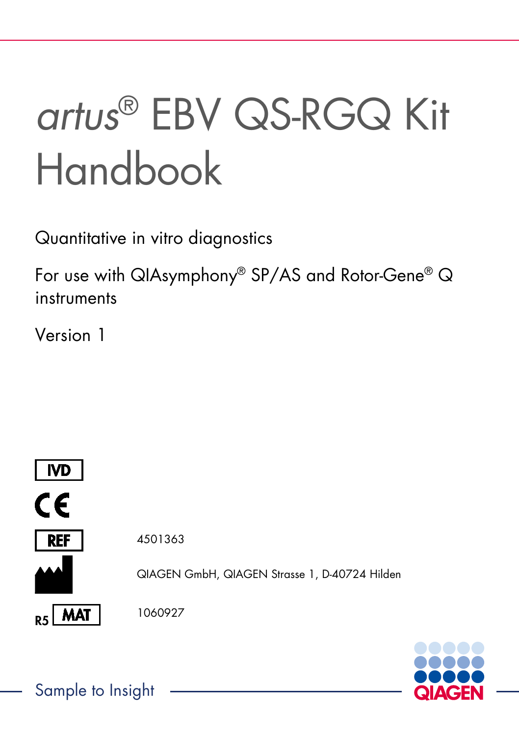# *artus*® EBV QS-RGQ Kit Handbook

Quantitative in vitro diagnostics

For use with QIAsymphony® SP/AS and Rotor-Gene® Q instruments

Version 1

IVD

CE

REF 4501363

QIAGEN GmbH, QIAGEN Strasse 1, D-40724 Hilden

R5 MAT 1060927

Sample to Insight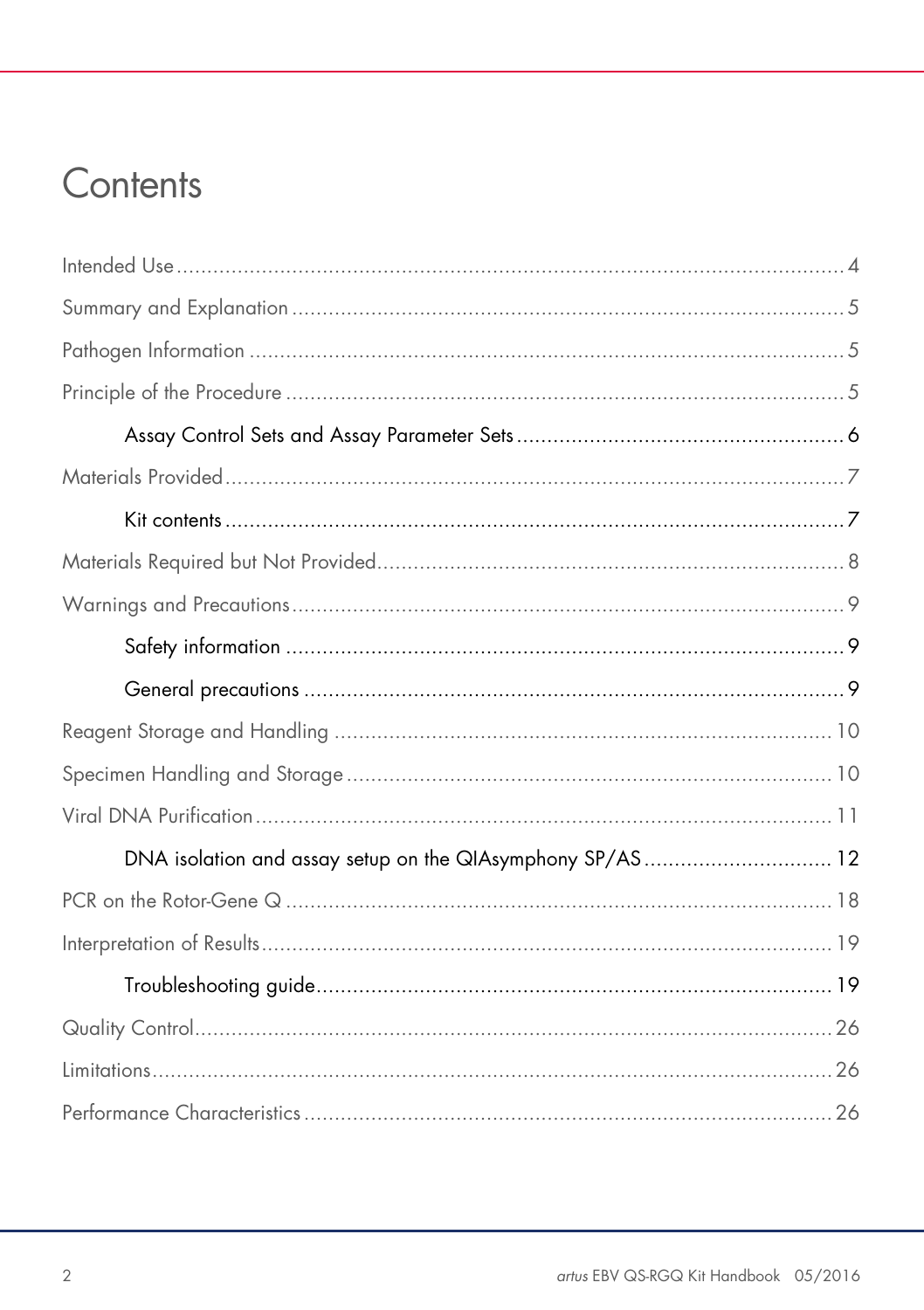# Contents

Intended Use .......... 4

Summary and Explanation .......... 5

Pathogen Information .......... 5

Principle of the Procedure .......... 5

- Assay Control Sets and Assay Parameter Sets .......... 6

Materials Provided .......... 7

- Kit contents .......... 7

Materials Required but Not Provided .......... 8

Warnings and Precautions .......... 9

- Safety information .......... 9
- General precautions .......... 9

Reagent Storage and Handling .......... 10

Specimen Handling and Storage .......... 10

Viral DNA Purification .......... 11

- DNA isolation and assay setup on the QIAsymphony SP/AS .......... 12

PCR on the Rotor-Gene Q .......... 18

Interpretation of Results .......... 19

- Troubleshooting guide .......... 19

Quality Control .......... 26

Limitations .......... 26

Performance Characteristics .......... 26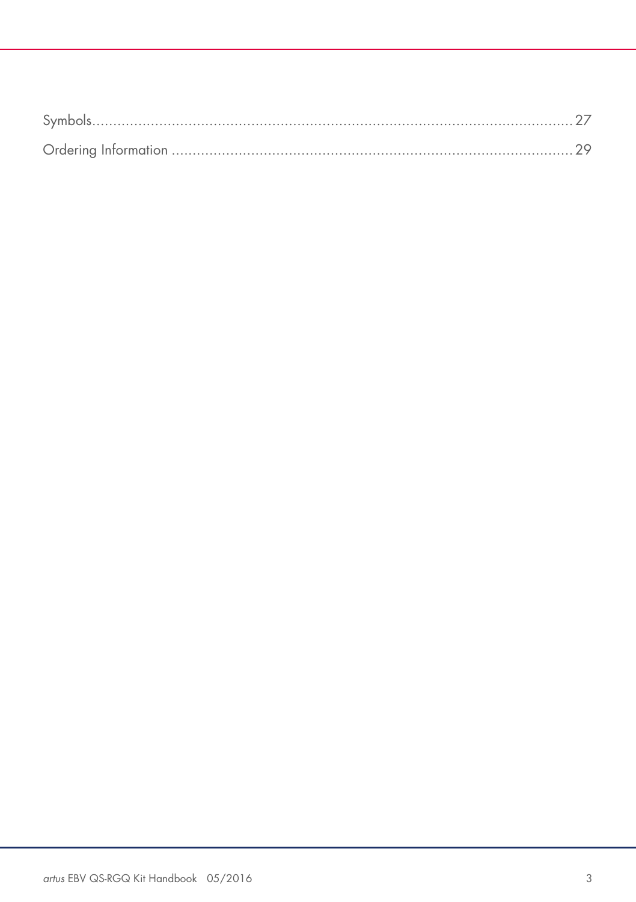Symbols ............................................................................................................ 27

Ordering Information ....................................................................................... 29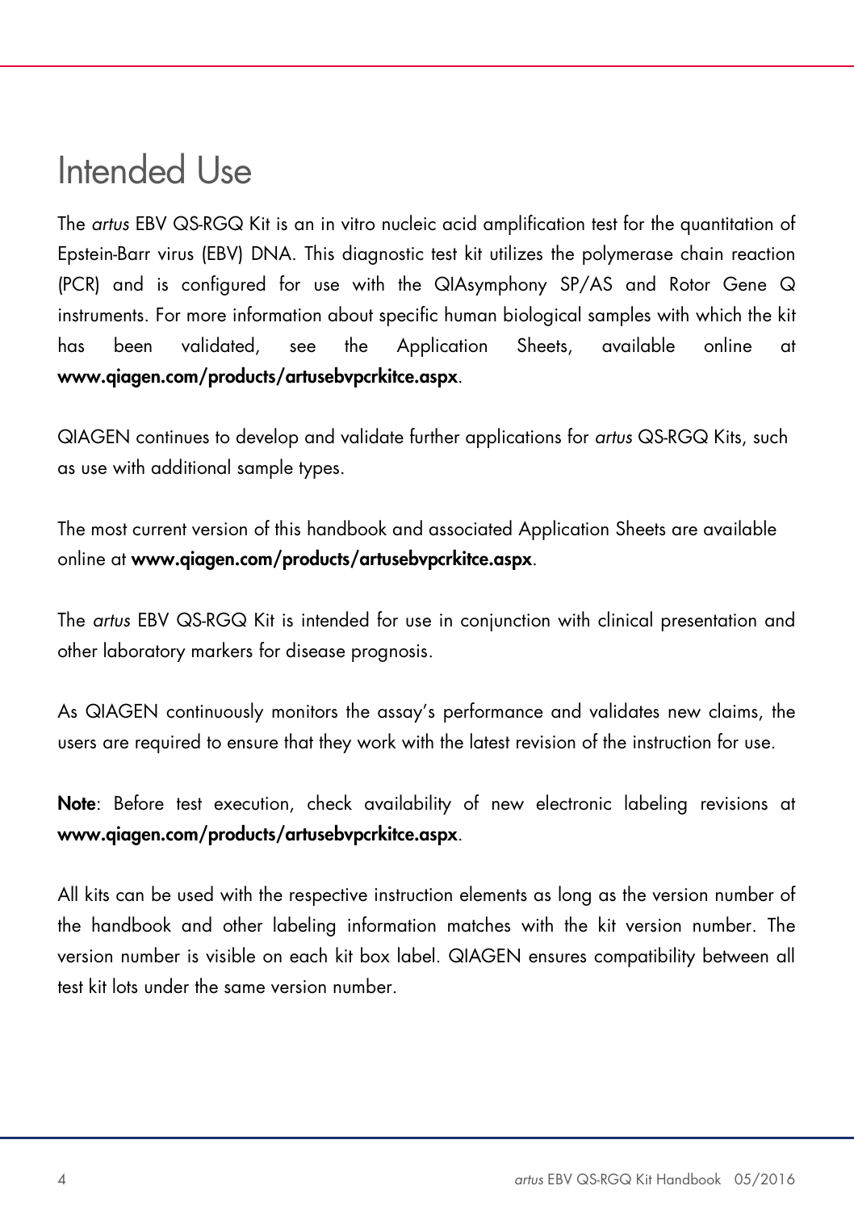# Intended Use

The *artus* EBV QS-RGQ Kit is an in vitro nucleic acid amplification test for the quantitation of Epstein-Barr virus (EBV) DNA. This diagnostic test kit utilizes the polymerase chain reaction (PCR) and is configured for use with the QIAsymphony SP/AS and Rotor Gene Q instruments. For more information about specific human biological samples with which the kit has been validated, see the Application Sheets, available online at **www.qiagen.com/products/artusebvpcrkitce.aspx**.

QIAGEN continues to develop and validate further applications for *artus* QS-RGQ Kits, such as use with additional sample types.

The most current version of this handbook and associated Application Sheets are available online at **www.qiagen.com/products/artusebvpcrkitce.aspx**.

The *artus* EBV QS-RGQ Kit is intended for use in conjunction with clinical presentation and other laboratory markers for disease prognosis.

As QIAGEN continuously monitors the assay's performance and validates new claims, the users are required to ensure that they work with the latest revision of the instruction for use.

**Note**: Before test execution, check availability of new electronic labeling revisions at **www.qiagen.com/products/artusebvpcrkitce.aspx**.

All kits can be used with the respective instruction elements as long as the version number of the handbook and other labeling information matches with the kit version number. The version number is visible on each kit box label. QIAGEN ensures compatibility between all test kit lots under the same version number.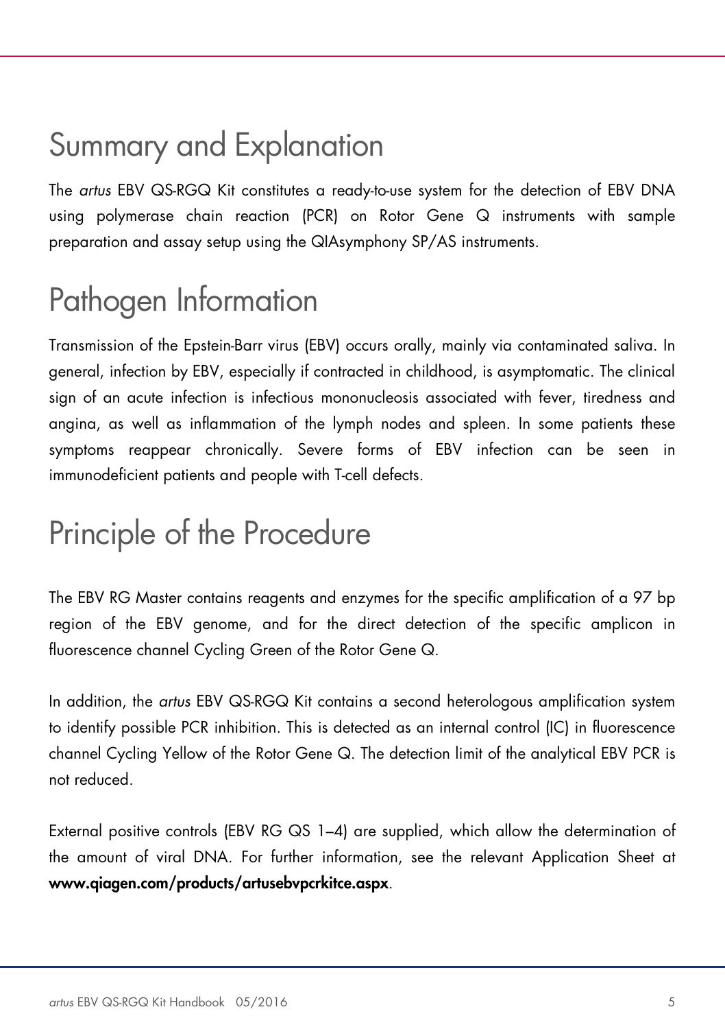# Summary and Explanation

The *artus* EBV QS-RGQ Kit constitutes a ready-to-use system for the detection of EBV DNA using polymerase chain reaction (PCR) on Rotor Gene Q instruments with sample preparation and assay setup using the QIAsymphony SP/AS instruments.

# Pathogen Information

Transmission of the Epstein-Barr virus (EBV) occurs orally, mainly via contaminated saliva. In general, infection by EBV, especially if contracted in childhood, is asymptomatic. The clinical sign of an acute infection is infectious mononucleosis associated with fever, tiredness and angina, as well as inflammation of the lymph nodes and spleen. In some patients these symptoms reappear chronically. Severe forms of EBV infection can be seen in immunodeficient patients and people with T-cell defects.

# Principle of the Procedure

The EBV RG Master contains reagents and enzymes for the specific amplification of a 97 bp region of the EBV genome, and for the direct detection of the specific amplicon in fluorescence channel Cycling Green of the Rotor Gene Q.

In addition, the *artus* EBV QS-RGQ Kit contains a second heterologous amplification system to identify possible PCR inhibition. This is detected as an internal control (IC) in fluorescence channel Cycling Yellow of the Rotor Gene Q. The detection limit of the analytical EBV PCR is not reduced.

External positive controls (EBV RG QS 1–4) are supplied, which allow the determination of the amount of viral DNA. For further information, see the relevant Application Sheet at **www.qiagen.com/products/artusebvpcrkitce.aspx**.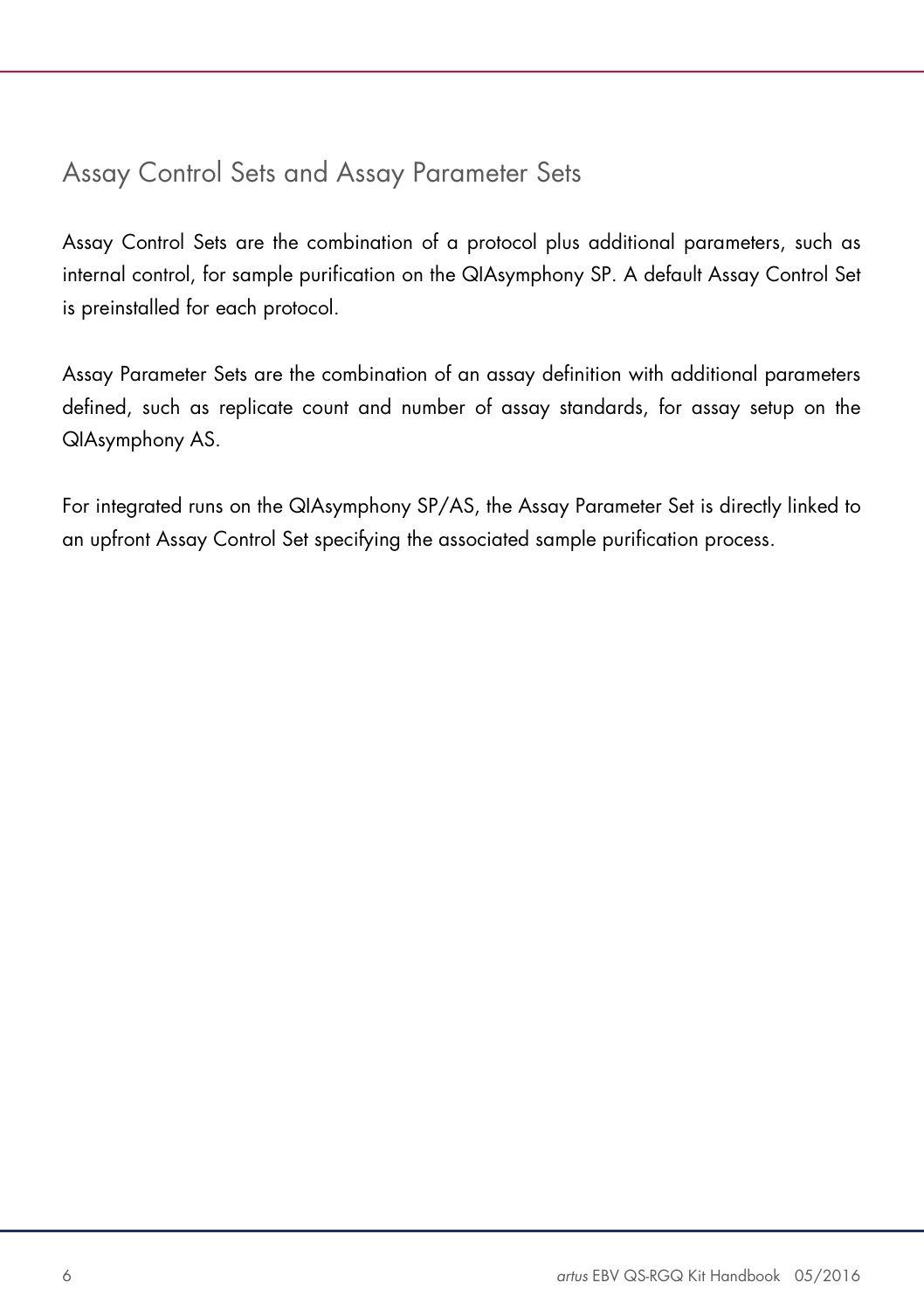## Assay Control Sets and Assay Parameter Sets

Assay Control Sets are the combination of a protocol plus additional parameters, such as internal control, for sample purification on the QIAsymphony SP. A default Assay Control Set is preinstalled for each protocol.

Assay Parameter Sets are the combination of an assay definition with additional parameters defined, such as replicate count and number of assay standards, for assay setup on the QIAsymphony AS.

For integrated runs on the QIAsymphony SP/AS, the Assay Parameter Set is directly linked to an upfront Assay Control Set specifying the associated sample purification process.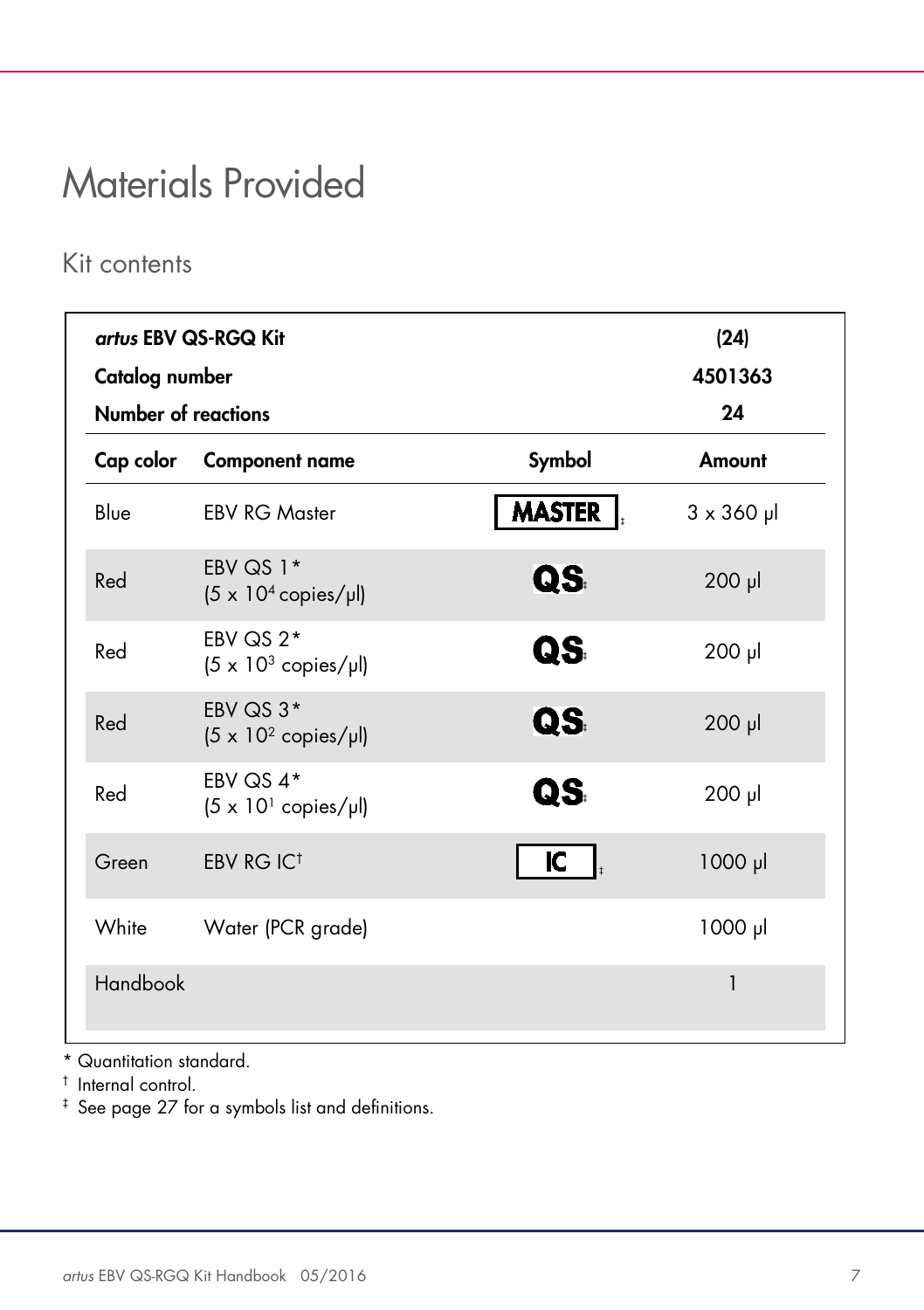# Materials Provided

## Kit contents

| *artus* EBV QS-RGQ Kit | | | (24) |
|---|---|---|---|
| Catalog number | | | 4501363 |
| Number of reactions | | | 24 |
| **Cap color** | **Component name** | **Symbol** | **Amount** |
| Blue | EBV RG Master | MASTER ‡ | 3 x 360 µl |
| Red | EBV QS 1* ($5 \times 10^4$ copies/µl) | QS ‡ | 200 µl |
| Red | EBV QS 2* ($5 \times 10^3$ copies/µl) | QS ‡ | 200 µl |
| Red | EBV QS 3* ($5 \times 10^2$ copies/µl) | QS ‡ | 200 µl |
| Red | EBV QS 4* ($5 \times 10^1$ copies/µl) | QS ‡ | 200 µl |
| Green | EBV RG IC† | IC ‡ | 1000 µl |
| White | Water (PCR grade) | | 1000 µl |
| Handbook | | | 1 |

\* Quantitation standard.

† Internal control.

‡ See page 27 for a symbols list and definitions.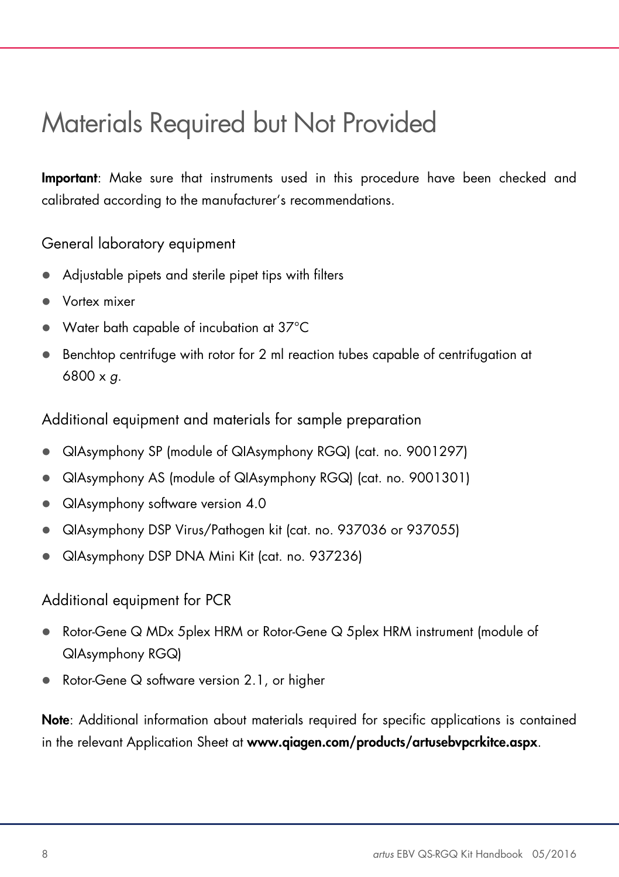# Materials Required but Not Provided

**Important**: Make sure that instruments used in this procedure have been checked and calibrated according to the manufacturer's recommendations.

## General laboratory equipment

- Adjustable pipets and sterile pipet tips with filters
- Vortex mixer
- Water bath capable of incubation at 37°C
- Benchtop centrifuge with rotor for 2 ml reaction tubes capable of centrifugation at 6800 x *g*.

## Additional equipment and materials for sample preparation

- QIAsymphony SP (module of QIAsymphony RGQ) (cat. no. 9001297)
- QIAsymphony AS (module of QIAsymphony RGQ) (cat. no. 9001301)
- QIAsymphony software version 4.0
- QIAsymphony DSP Virus/Pathogen kit (cat. no. 937036 or 937055)
- QIAsymphony DSP DNA Mini Kit (cat. no. 937236)

## Additional equipment for PCR

- Rotor-Gene Q MDx 5plex HRM or Rotor-Gene Q 5plex HRM instrument (module of QIAsymphony RGQ)
- Rotor-Gene Q software version 2.1, or higher

**Note**: Additional information about materials required for specific applications is contained in the relevant Application Sheet at **www.qiagen.com/products/artusebvpcrkitce.aspx**.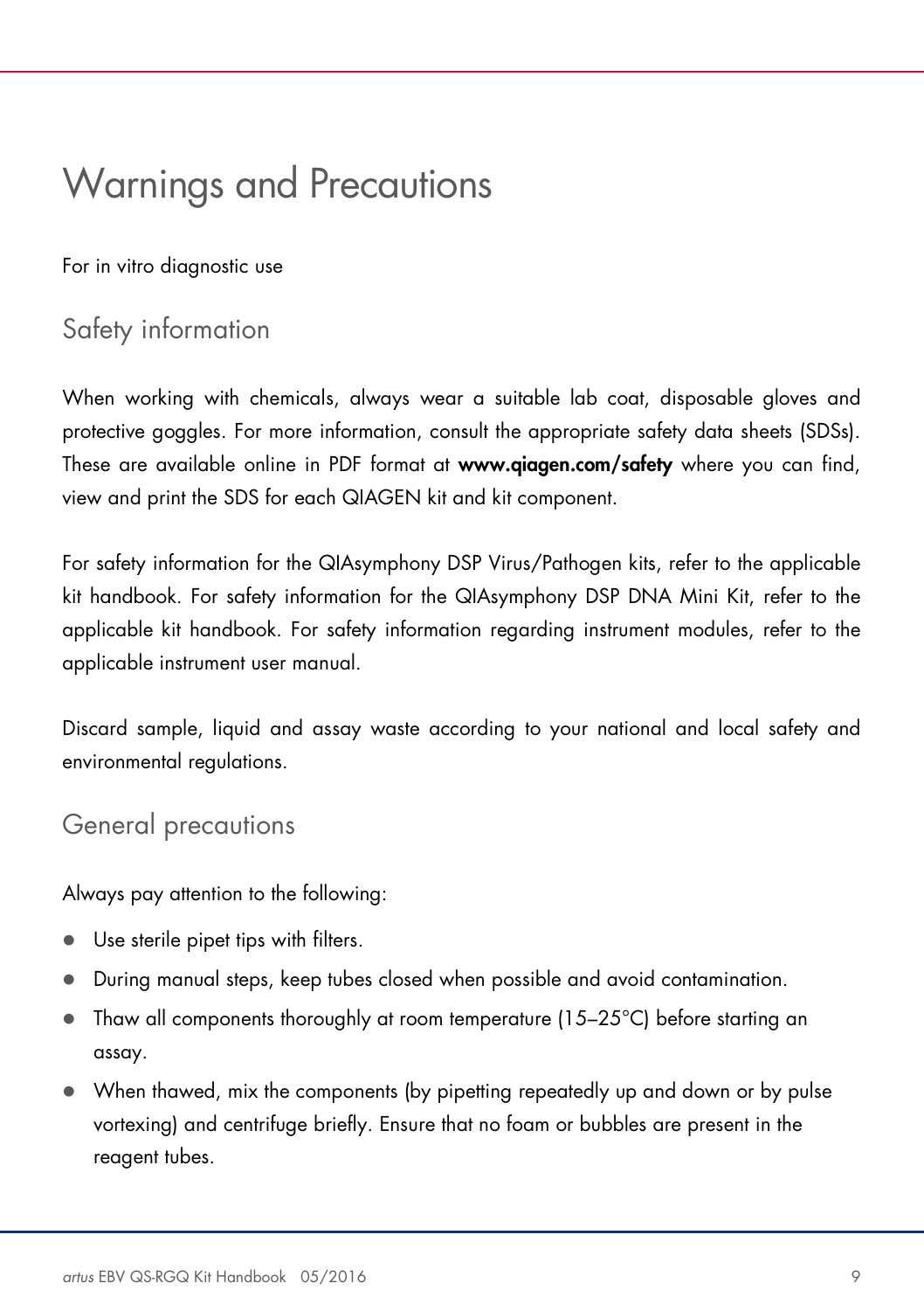# Warnings and Precautions

For in vitro diagnostic use

## Safety information

When working with chemicals, always wear a suitable lab coat, disposable gloves and protective goggles. For more information, consult the appropriate safety data sheets (SDSs). These are available online in PDF format at **www.qiagen.com/safety** where you can find, view and print the SDS for each QIAGEN kit and kit component.

For safety information for the QIAsymphony DSP Virus/Pathogen kits, refer to the applicable kit handbook. For safety information for the QIAsymphony DSP DNA Mini Kit, refer to the applicable kit handbook. For safety information regarding instrument modules, refer to the applicable instrument user manual.

Discard sample, liquid and assay waste according to your national and local safety and environmental regulations.

## General precautions

Always pay attention to the following:

- Use sterile pipet tips with filters.
- During manual steps, keep tubes closed when possible and avoid contamination.
- Thaw all components thoroughly at room temperature (15–25°C) before starting an assay.
- When thawed, mix the components (by pipetting repeatedly up and down or by pulse vortexing) and centrifuge briefly. Ensure that no foam or bubbles are present in the reagent tubes.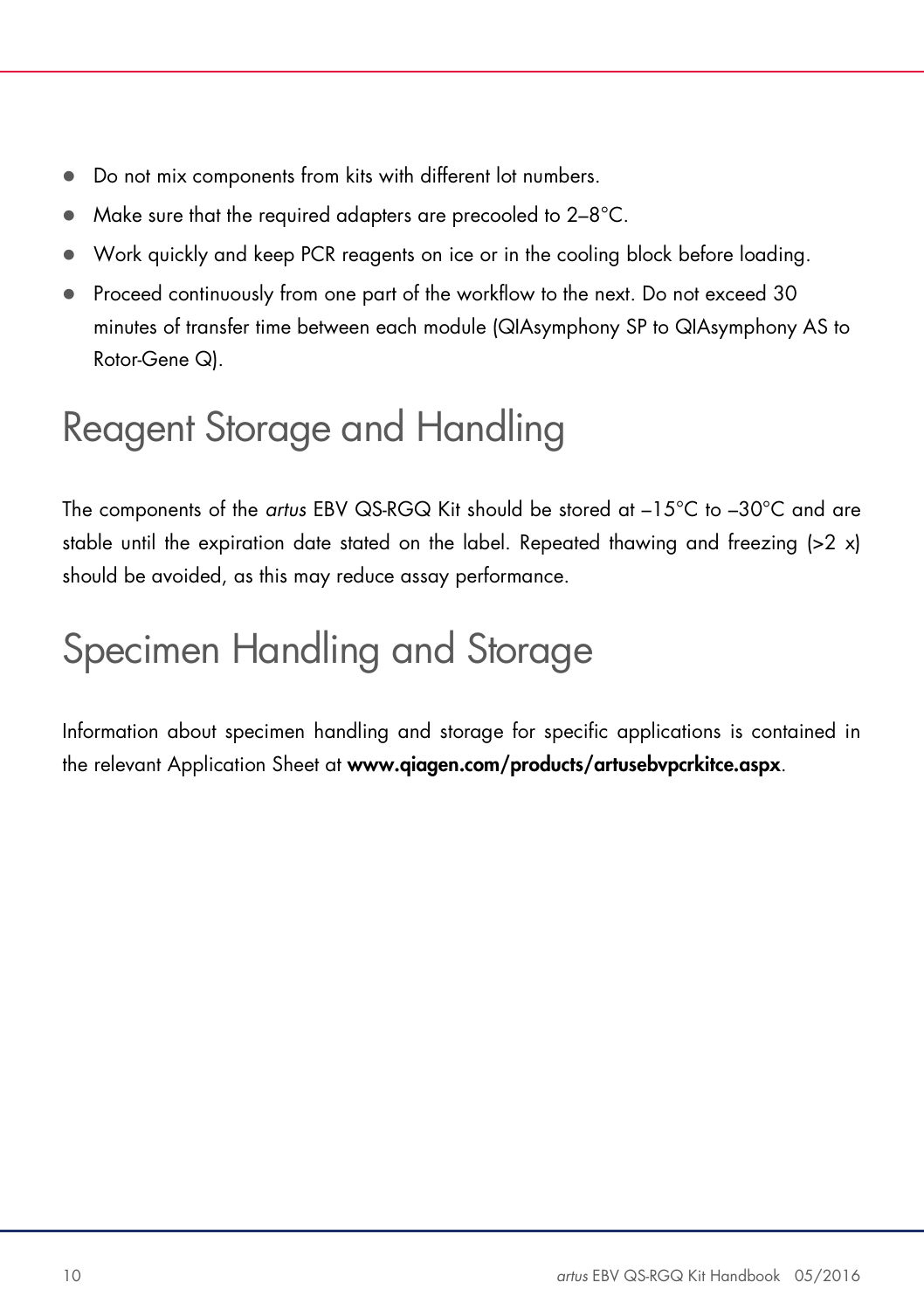- Do not mix components from kits with different lot numbers.
- Make sure that the required adapters are precooled to 2–8°C.
- Work quickly and keep PCR reagents on ice or in the cooling block before loading.
- Proceed continuously from one part of the workflow to the next. Do not exceed 30 minutes of transfer time between each module (QIAsymphony SP to QIAsymphony AS to Rotor-Gene Q).

# Reagent Storage and Handling

The components of the *artus* EBV QS-RGQ Kit should be stored at –15°C to –30°C and are stable until the expiration date stated on the label. Repeated thawing and freezing (>2 x) should be avoided, as this may reduce assay performance.

# Specimen Handling and Storage

Information about specimen handling and storage for specific applications is contained in the relevant Application Sheet at **www.qiagen.com/products/artusebvpcrkitce.aspx**.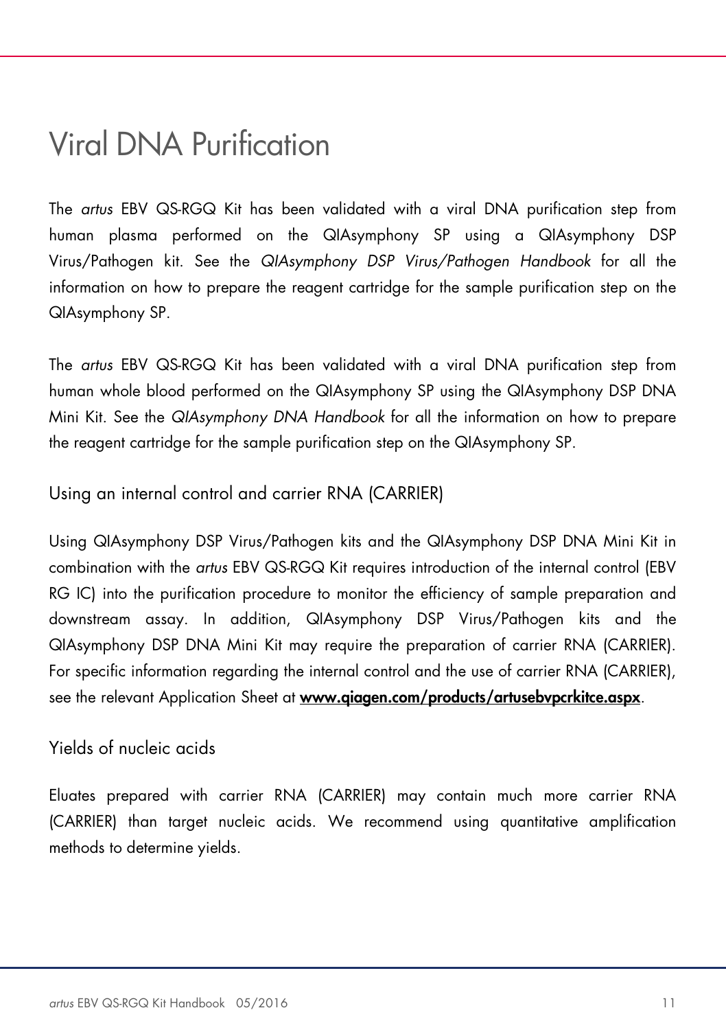# Viral DNA Purification

The *artus* EBV QS-RGQ Kit has been validated with a viral DNA purification step from human plasma performed on the QIAsymphony SP using a QIAsymphony DSP Virus/Pathogen kit. See the *QIAsymphony DSP Virus/Pathogen Handbook* for all the information on how to prepare the reagent cartridge for the sample purification step on the QIAsymphony SP.

The *artus* EBV QS-RGQ Kit has been validated with a viral DNA purification step from human whole blood performed on the QIAsymphony SP using the QIAsymphony DSP DNA Mini Kit. See the *QIAsymphony DNA Handbook* for all the information on how to prepare the reagent cartridge for the sample purification step on the QIAsymphony SP.

## Using an internal control and carrier RNA (CARRIER)

Using QIAsymphony DSP Virus/Pathogen kits and the QIAsymphony DSP DNA Mini Kit in combination with the *artus* EBV QS-RGQ Kit requires introduction of the internal control (EBV RG IC) into the purification procedure to monitor the efficiency of sample preparation and downstream assay. In addition, QIAsymphony DSP Virus/Pathogen kits and the QIAsymphony DSP DNA Mini Kit may require the preparation of carrier RNA (CARRIER). For specific information regarding the internal control and the use of carrier RNA (CARRIER), see the relevant Application Sheet at **www.qiagen.com/products/artusebvpcrkitce.aspx**.

## Yields of nucleic acids

Eluates prepared with carrier RNA (CARRIER) may contain much more carrier RNA (CARRIER) than target nucleic acids. We recommend using quantitative amplification methods to determine yields.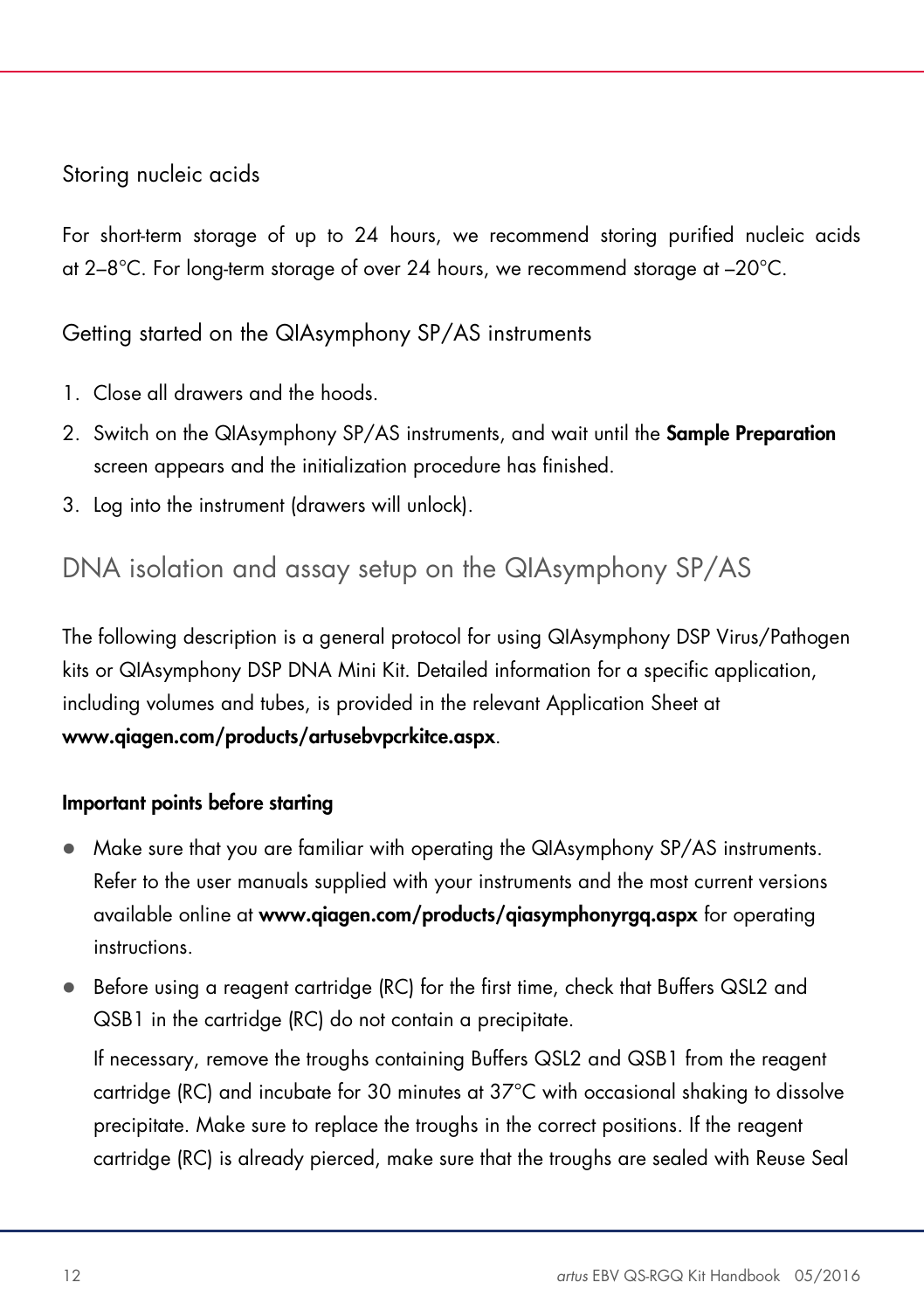### Storing nucleic acids

For short-term storage of up to 24 hours, we recommend storing purified nucleic acids at 2–8°C. For long-term storage of over 24 hours, we recommend storage at –20°C.

### Getting started on the QIAsymphony SP/AS instruments

1. Close all drawers and the hoods.
2. Switch on the QIAsymphony SP/AS instruments, and wait until the **Sample Preparation** screen appears and the initialization procedure has finished.
3. Log into the instrument (drawers will unlock).

## DNA isolation and assay setup on the QIAsymphony SP/AS

The following description is a general protocol for using QIAsymphony DSP Virus/Pathogen kits or QIAsymphony DSP DNA Mini Kit. Detailed information for a specific application, including volumes and tubes, is provided in the relevant Application Sheet at **www.qiagen.com/products/artusebvpcrkitce.aspx**.

**Important points before starting**

- Make sure that you are familiar with operating the QIAsymphony SP/AS instruments. Refer to the user manuals supplied with your instruments and the most current versions available online at **www.qiagen.com/products/qiasymphonyrgq.aspx** for operating instructions.
- Before using a reagent cartridge (RC) for the first time, check that Buffers QSL2 and QSB1 in the cartridge (RC) do not contain a precipitate.

  If necessary, remove the troughs containing Buffers QSL2 and QSB1 from the reagent cartridge (RC) and incubate for 30 minutes at 37°C with occasional shaking to dissolve precipitate. Make sure to replace the troughs in the correct positions. If the reagent cartridge (RC) is already pierced, make sure that the troughs are sealed with Reuse Seal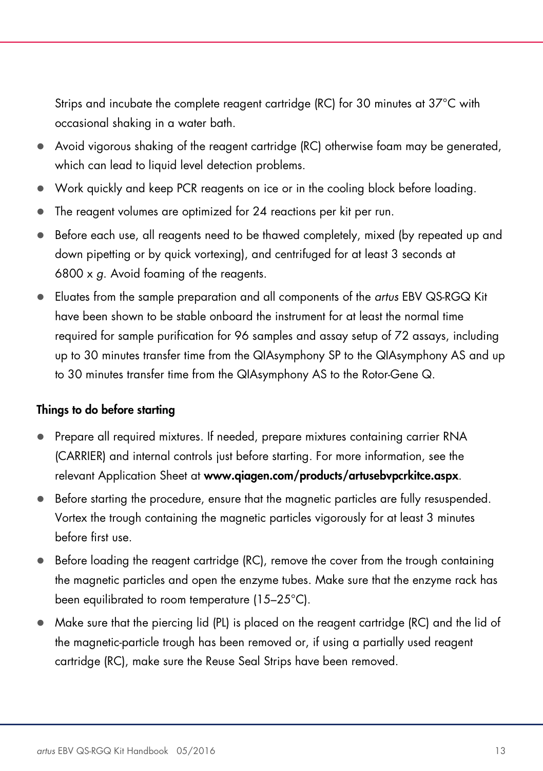Strips and incubate the complete reagent cartridge (RC) for 30 minutes at 37°C with occasional shaking in a water bath.

- Avoid vigorous shaking of the reagent cartridge (RC) otherwise foam may be generated, which can lead to liquid level detection problems.
- Work quickly and keep PCR reagents on ice or in the cooling block before loading.
- The reagent volumes are optimized for 24 reactions per kit per run.
- Before each use, all reagents need to be thawed completely, mixed (by repeated up and down pipetting or by quick vortexing), and centrifuged for at least 3 seconds at 6800 x *g*. Avoid foaming of the reagents.
- Eluates from the sample preparation and all components of the *artus* EBV QS-RGQ Kit have been shown to be stable onboard the instrument for at least the normal time required for sample purification for 96 samples and assay setup of 72 assays, including up to 30 minutes transfer time from the QIAsymphony SP to the QIAsymphony AS and up to 30 minutes transfer time from the QIAsymphony AS to the Rotor-Gene Q.

**Things to do before starting**

- Prepare all required mixtures. If needed, prepare mixtures containing carrier RNA (CARRIER) and internal controls just before starting. For more information, see the relevant Application Sheet at **www.qiagen.com/products/artusebvpcrkitce.aspx**.
- Before starting the procedure, ensure that the magnetic particles are fully resuspended. Vortex the trough containing the magnetic particles vigorously for at least 3 minutes before first use.
- Before loading the reagent cartridge (RC), remove the cover from the trough containing the magnetic particles and open the enzyme tubes. Make sure that the enzyme rack has been equilibrated to room temperature (15–25°C).
- Make sure that the piercing lid (PL) is placed on the reagent cartridge (RC) and the lid of the magnetic-particle trough has been removed or, if using a partially used reagent cartridge (RC), make sure the Reuse Seal Strips have been removed.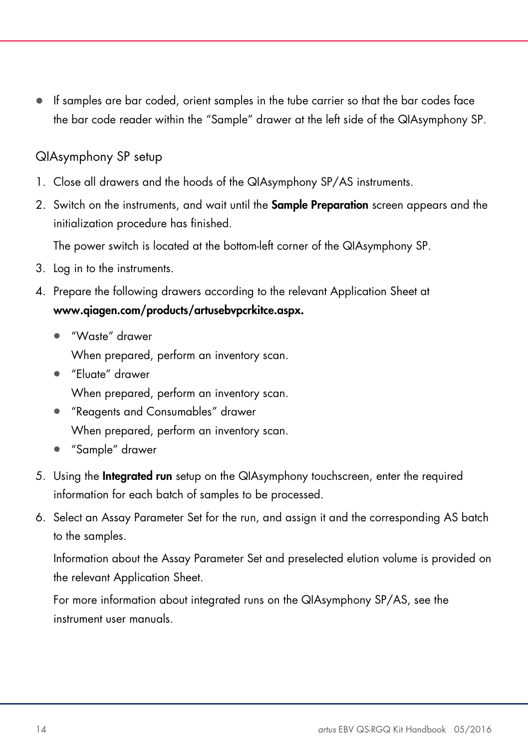- If samples are bar coded, orient samples in the tube carrier so that the bar codes face the bar code reader within the "Sample" drawer at the left side of the QIAsymphony SP.

## QIAsymphony SP setup

1. Close all drawers and the hoods of the QIAsymphony SP/AS instruments.
2. Switch on the instruments, and wait until the **Sample Preparation** screen appears and the initialization procedure has finished.

   The power switch is located at the bottom-left corner of the QIAsymphony SP.
3. Log in to the instruments.
4. Prepare the following drawers according to the relevant Application Sheet at **www.qiagen.com/products/artusebvpcrkitce.aspx.**
   - "Waste" drawer

     When prepared, perform an inventory scan.
   - "Eluate" drawer

     When prepared, perform an inventory scan.
   - "Reagents and Consumables" drawer

     When prepared, perform an inventory scan.
   - "Sample" drawer
5. Using the **Integrated run** setup on the QIAsymphony touchscreen, enter the required information for each batch of samples to be processed.
6. Select an Assay Parameter Set for the run, and assign it and the corresponding AS batch to the samples.

   Information about the Assay Parameter Set and preselected elution volume is provided on the relevant Application Sheet.

   For more information about integrated runs on the QIAsymphony SP/AS, see the instrument user manuals.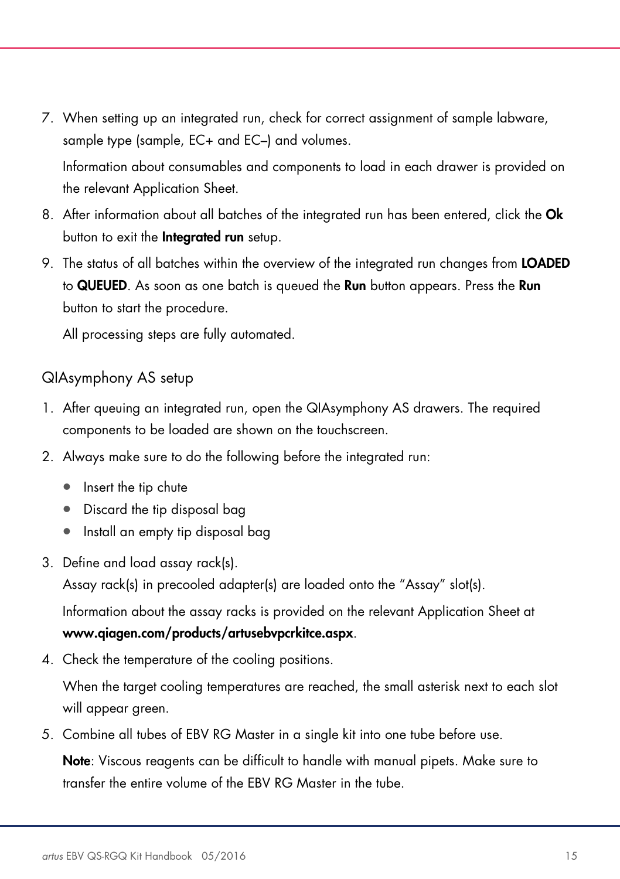7. When setting up an integrated run, check for correct assignment of sample labware, sample type (sample, EC+ and EC–) and volumes.

   Information about consumables and components to load in each drawer is provided on the relevant Application Sheet.

8. After information about all batches of the integrated run has been entered, click the **Ok** button to exit the **Integrated run** setup.

9. The status of all batches within the overview of the integrated run changes from **LOADED** to **QUEUED**. As soon as one batch is queued the **Run** button appears. Press the **Run** button to start the procedure.

   All processing steps are fully automated.

### QIAsymphony AS setup

1. After queuing an integrated run, open the QIAsymphony AS drawers. The required components to be loaded are shown on the touchscreen.

2. Always make sure to do the following before the integrated run:
   - Insert the tip chute
   - Discard the tip disposal bag
   - Install an empty tip disposal bag

3. Define and load assay rack(s).
   Assay rack(s) in precooled adapter(s) are loaded onto the "Assay" slot(s).

   Information about the assay racks is provided on the relevant Application Sheet at **www.qiagen.com/products/artusebvpcrkitce.aspx**.

4. Check the temperature of the cooling positions.

   When the target cooling temperatures are reached, the small asterisk next to each slot will appear green.

5. Combine all tubes of EBV RG Master in a single kit into one tube before use.

   **Note**: Viscous reagents can be difficult to handle with manual pipets. Make sure to transfer the entire volume of the EBV RG Master in the tube.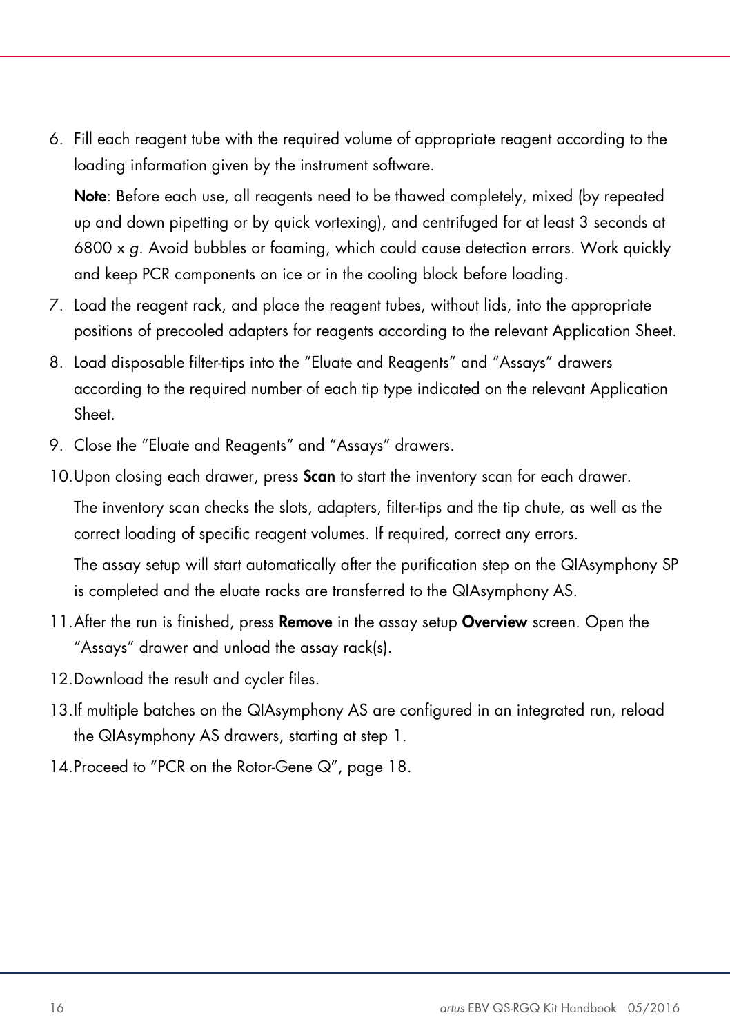6. Fill each reagent tube with the required volume of appropriate reagent according to the loading information given by the instrument software.

   **Note**: Before each use, all reagents need to be thawed completely, mixed (by repeated up and down pipetting or by quick vortexing), and centrifuged for at least 3 seconds at 6800 x *g*. Avoid bubbles or foaming, which could cause detection errors. Work quickly and keep PCR components on ice or in the cooling block before loading.

7. Load the reagent rack, and place the reagent tubes, without lids, into the appropriate positions of precooled adapters for reagents according to the relevant Application Sheet.
8. Load disposable filter-tips into the "Eluate and Reagents" and "Assays" drawers according to the required number of each tip type indicated on the relevant Application Sheet.
9. Close the "Eluate and Reagents" and "Assays" drawers.
10. Upon closing each drawer, press **Scan** to start the inventory scan for each drawer.

    The inventory scan checks the slots, adapters, filter-tips and the tip chute, as well as the correct loading of specific reagent volumes. If required, correct any errors.

    The assay setup will start automatically after the purification step on the QIAsymphony SP is completed and the eluate racks are transferred to the QIAsymphony AS.

11. After the run is finished, press **Remove** in the assay setup **Overview** screen. Open the "Assays" drawer and unload the assay rack(s).
12. Download the result and cycler files.
13. If multiple batches on the QIAsymphony AS are configured in an integrated run, reload the QIAsymphony AS drawers, starting at step 1.
14. Proceed to "PCR on the Rotor-Gene Q", page 18.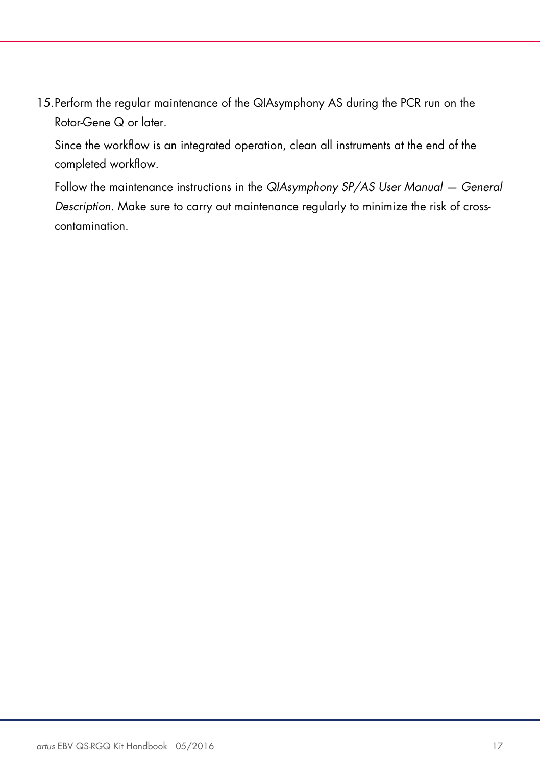15. Perform the regular maintenance of the QIAsymphony AS during the PCR run on the Rotor-Gene Q or later.

    Since the workflow is an integrated operation, clean all instruments at the end of the completed workflow.

    Follow the maintenance instructions in the *QIAsymphony SP/AS User Manual — General Description*. Make sure to carry out maintenance regularly to minimize the risk of cross-contamination.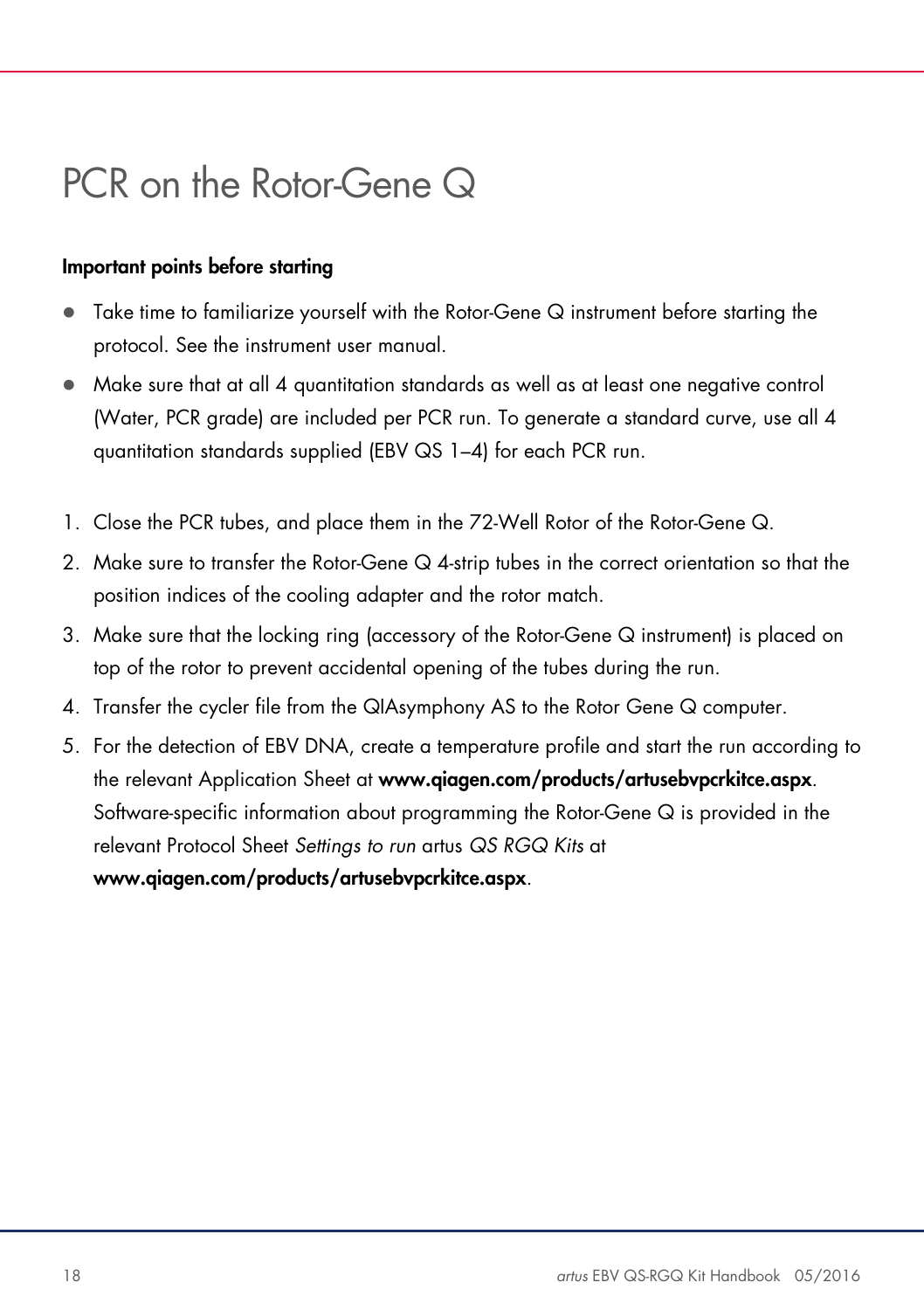# PCR on the Rotor-Gene Q

**Important points before starting**

- Take time to familiarize yourself with the Rotor-Gene Q instrument before starting the protocol. See the instrument user manual.
- Make sure that at all 4 quantitation standards as well as at least one negative control (Water, PCR grade) are included per PCR run. To generate a standard curve, use all 4 quantitation standards supplied (EBV QS 1–4) for each PCR run.

1. Close the PCR tubes, and place them in the 72-Well Rotor of the Rotor-Gene Q.
2. Make sure to transfer the Rotor-Gene Q 4-strip tubes in the correct orientation so that the position indices of the cooling adapter and the rotor match.
3. Make sure that the locking ring (accessory of the Rotor-Gene Q instrument) is placed on top of the rotor to prevent accidental opening of the tubes during the run.
4. Transfer the cycler file from the QIAsymphony AS to the Rotor Gene Q computer.
5. For the detection of EBV DNA, create a temperature profile and start the run according to the relevant Application Sheet at **www.qiagen.com/products/artusebvpcrkitce.aspx**. Software-specific information about programming the Rotor-Gene Q is provided in the relevant Protocol Sheet *Settings to run* artus *QS RGQ Kits* at **www.qiagen.com/products/artusebvpcrkitce.aspx**.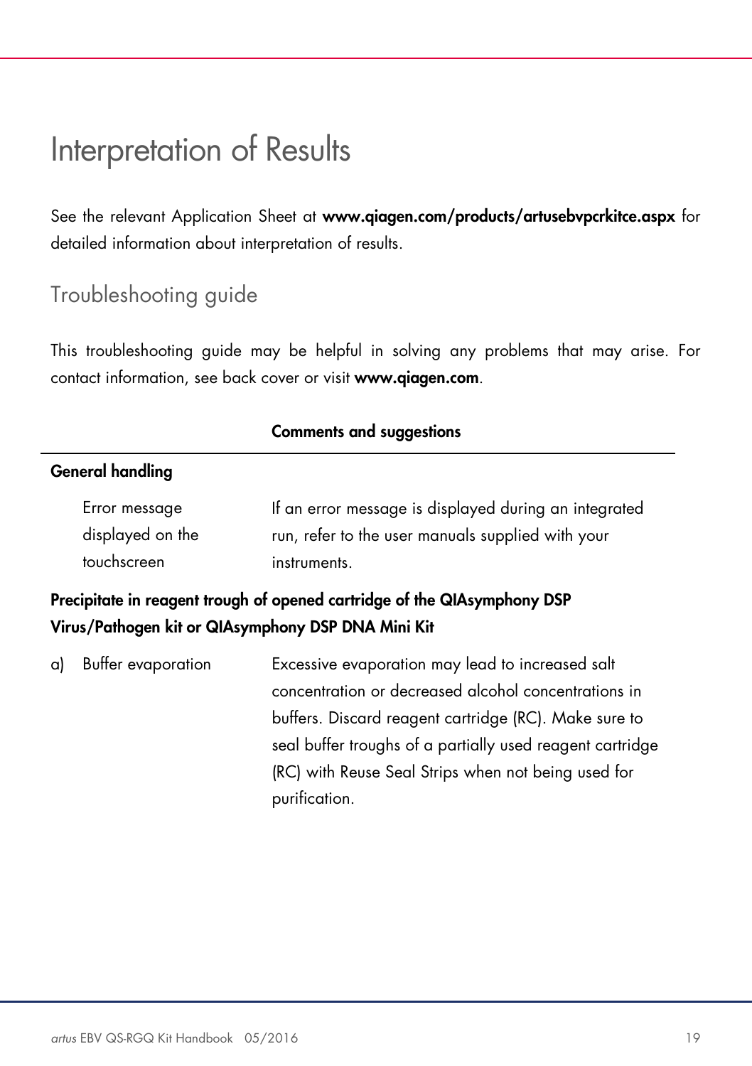# Interpretation of Results

See the relevant Application Sheet at **www.qiagen.com/products/artusebvpcrkitce.aspx** for detailed information about interpretation of results.

## Troubleshooting guide

This troubleshooting guide may be helpful in solving any problems that may arise. For contact information, see back cover or visit **www.qiagen.com**.

| | | Comments and suggestions |
|---|---|---|
| **General handling** | | |
| | Error message displayed on the touchscreen | If an error message is displayed during an integrated run, refer to the user manuals supplied with your instruments. |
| **Precipitate in reagent trough of opened cartridge of the QIAsymphony DSP Virus/Pathogen kit or QIAsymphony DSP DNA Mini Kit** | | |
| a) | Buffer evaporation | Excessive evaporation may lead to increased salt concentration or decreased alcohol concentrations in buffers. Discard reagent cartridge (RC). Make sure to seal buffer troughs of a partially used reagent cartridge (RC) with Reuse Seal Strips when not being used for purification. |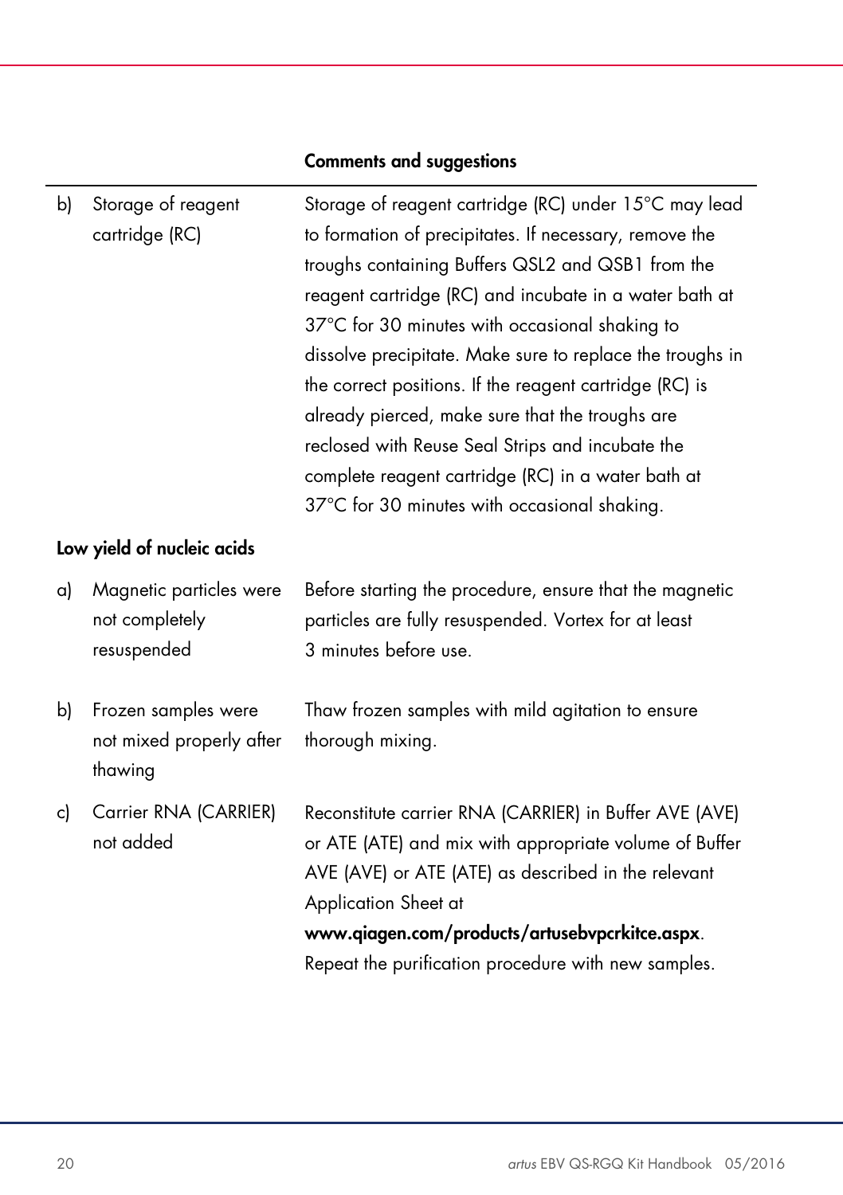| | | Comments and suggestions |
|---|---|---|
| b) | Storage of reagent cartridge (RC) | Storage of reagent cartridge (RC) under 15°C may lead to formation of precipitates. If necessary, remove the troughs containing Buffers QSL2 and QSB1 from the reagent cartridge (RC) and incubate in a water bath at 37°C for 30 minutes with occasional shaking to dissolve precipitate. Make sure to replace the troughs in the correct positions. If the reagent cartridge (RC) is already pierced, make sure that the troughs are reclosed with Reuse Seal Strips and incubate the complete reagent cartridge (RC) in a water bath at 37°C for 30 minutes with occasional shaking. |
| **Low yield of nucleic acids** | | |
| a) | Magnetic particles were not completely resuspended | Before starting the procedure, ensure that the magnetic particles are fully resuspended. Vortex for at least 3 minutes before use. |
| b) | Frozen samples were not mixed properly after thawing | Thaw frozen samples with mild agitation to ensure thorough mixing. |
| c) | Carrier RNA (CARRIER) not added | Reconstitute carrier RNA (CARRIER) in Buffer AVE (AVE) or ATE (ATE) and mix with appropriate volume of Buffer AVE (AVE) or ATE (ATE) as described in the relevant Application Sheet at **www.qiagen.com/products/artusebvpcrkitce.aspx**. Repeat the purification procedure with new samples. |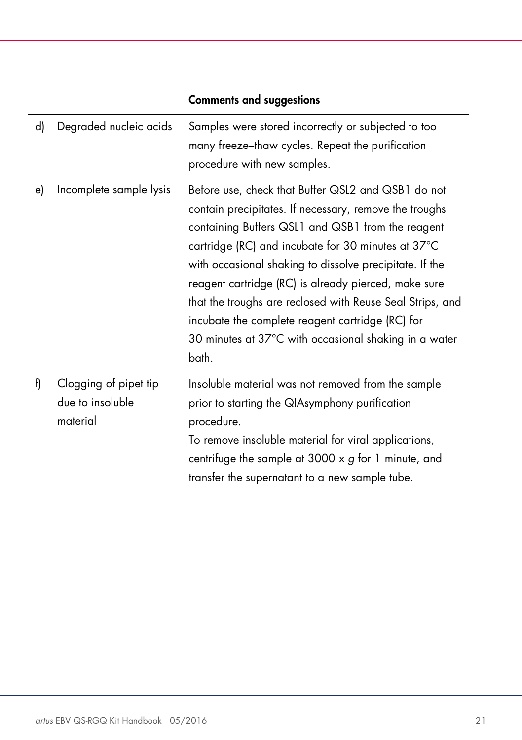| | | Comments and suggestions |
|---|---|---|
| d) | Degraded nucleic acids | Samples were stored incorrectly or subjected to too many freeze–thaw cycles. Repeat the purification procedure with new samples. |
| e) | Incomplete sample lysis | Before use, check that Buffer QSL2 and QSB1 do not contain precipitates. If necessary, remove the troughs containing Buffers QSL1 and QSB1 from the reagent cartridge (RC) and incubate for 30 minutes at 37°C with occasional shaking to dissolve precipitate. If the reagent cartridge (RC) is already pierced, make sure that the troughs are reclosed with Reuse Seal Strips, and incubate the complete reagent cartridge (RC) for 30 minutes at 37°C with occasional shaking in a water bath. |
| f) | Clogging of pipet tip due to insoluble material | Insoluble material was not removed from the sample prior to starting the QIAsymphony purification procedure.<br>To remove insoluble material for viral applications, centrifuge the sample at 3000 x *g* for 1 minute, and transfer the supernatant to a new sample tube. |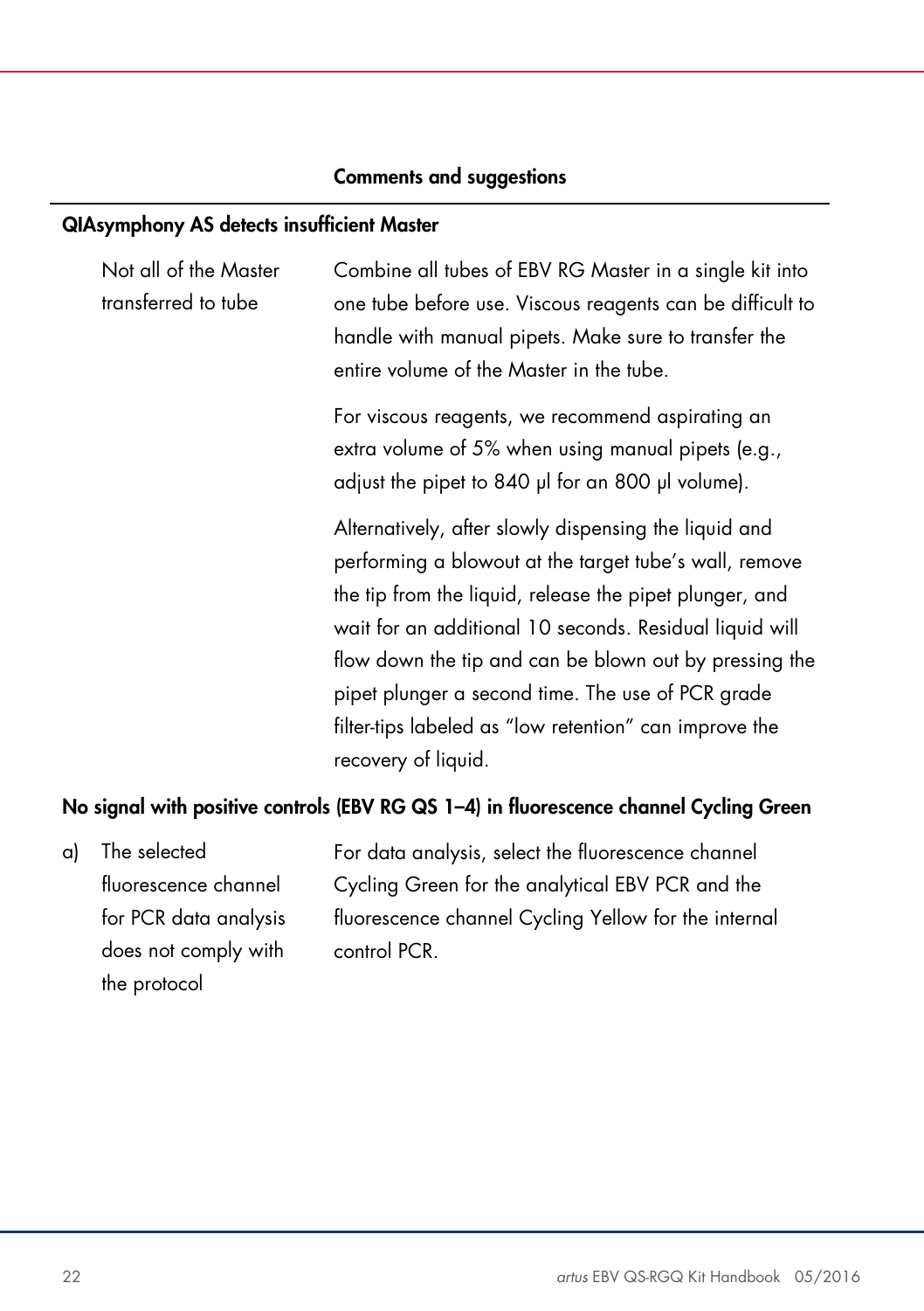| | Comments and suggestions |
|---|---|
| **QIAsymphony AS detects insufficient Master** | |
| Not all of the Master transferred to tube | Combine all tubes of EBV RG Master in a single kit into one tube before use. Viscous reagents can be difficult to handle with manual pipets. Make sure to transfer the entire volume of the Master in the tube.<br><br>For viscous reagents, we recommend aspirating an extra volume of 5% when using manual pipets (e.g., adjust the pipet to 840 µl for an 800 µl volume).<br><br>Alternatively, after slowly dispensing the liquid and performing a blowout at the target tube's wall, remove the tip from the liquid, release the pipet plunger, and wait for an additional 10 seconds. Residual liquid will flow down the tip and can be blown out by pressing the pipet plunger a second time. The use of PCR grade filter-tips labeled as "low retention" can improve the recovery of liquid. |
| **No signal with positive controls (EBV RG QS 1–4) in fluorescence channel Cycling Green** | |
| a) The selected fluorescence channel for PCR data analysis does not comply with the protocol | For data analysis, select the fluorescence channel Cycling Green for the analytical EBV PCR and the fluorescence channel Cycling Yellow for the internal control PCR. |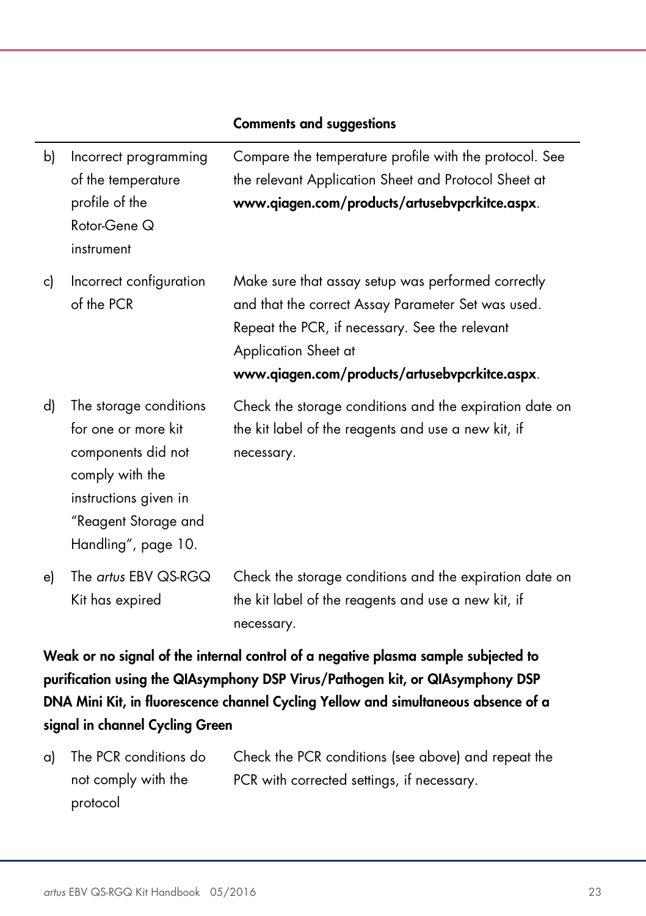| | | Comments and suggestions |
|---|---|---|
| b) | Incorrect programming of the temperature profile of the Rotor-Gene Q instrument | Compare the temperature profile with the protocol. See the relevant Application Sheet and Protocol Sheet at **www.qiagen.com/products/artusebvpcrkitce.aspx**. |
| c) | Incorrect configuration of the PCR | Make sure that assay setup was performed correctly and that the correct Assay Parameter Set was used. Repeat the PCR, if necessary. See the relevant Application Sheet at **www.qiagen.com/products/artusebvpcrkitce.aspx**. |
| d) | The storage conditions for one or more kit components did not comply with the instructions given in "Reagent Storage and Handling", page 10. | Check the storage conditions and the expiration date on the kit label of the reagents and use a new kit, if necessary. |
| e) | The *artus* EBV QS-RGQ Kit has expired | Check the storage conditions and the expiration date on the kit label of the reagents and use a new kit, if necessary. |

**Weak or no signal of the internal control of a negative plasma sample subjected to purification using the QIAsymphony DSP Virus/Pathogen kit, or QIAsymphony DSP DNA Mini Kit, in fluorescence channel Cycling Yellow and simultaneous absence of a signal in channel Cycling Green**

| | | |
|---|---|---|
| a) | The PCR conditions do not comply with the protocol | Check the PCR conditions (see above) and repeat the PCR with corrected settings, if necessary. |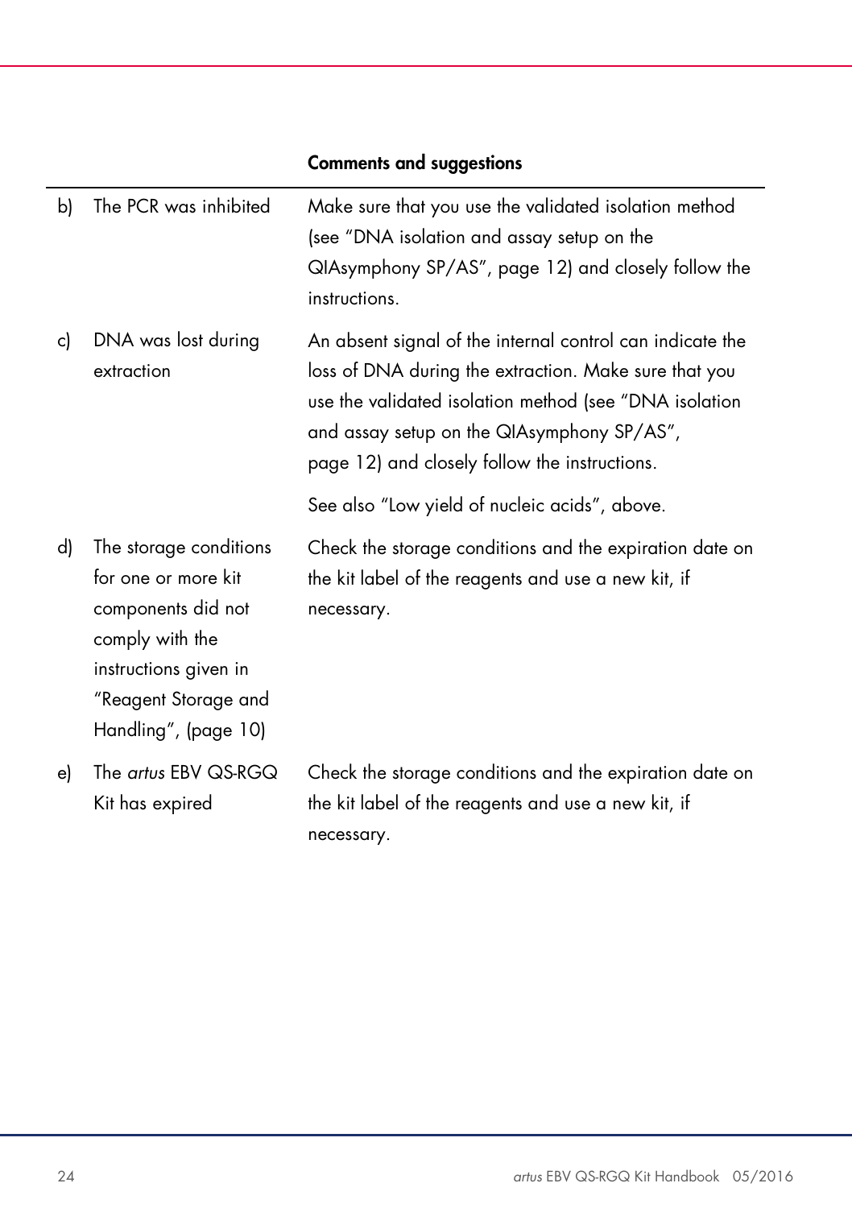| | Comments and suggestions |
|---|---|
| b) The PCR was inhibited | Make sure that you use the validated isolation method (see "DNA isolation and assay setup on the QIAsymphony SP/AS", page 12) and closely follow the instructions. |
| c) DNA was lost during extraction | An absent signal of the internal control can indicate the loss of DNA during the extraction. Make sure that you use the validated isolation method (see "DNA isolation and assay setup on the QIAsymphony SP/AS", page 12) and closely follow the instructions.<br><br>See also "Low yield of nucleic acids", above. |
| d) The storage conditions for one or more kit components did not comply with the instructions given in "Reagent Storage and Handling", (page 10) | Check the storage conditions and the expiration date on the kit label of the reagents and use a new kit, if necessary. |
| e) The *artus* EBV QS-RGQ Kit has expired | Check the storage conditions and the expiration date on the kit label of the reagents and use a new kit, if necessary. |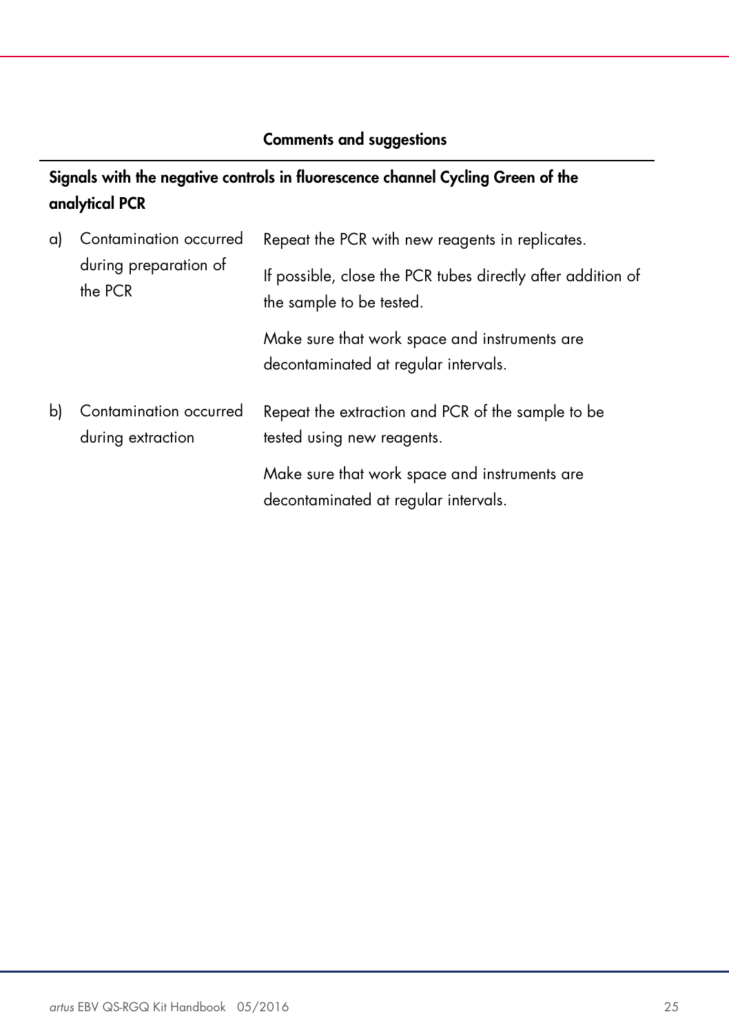| | Comments and suggestions |
|---|---|
| **Signals with the negative controls in fluorescence channel Cycling Green of the analytical PCR** | |
| a) Contamination occurred during preparation of the PCR | Repeat the PCR with new reagents in replicates.<br><br>If possible, close the PCR tubes directly after addition of the sample to be tested.<br><br>Make sure that work space and instruments are decontaminated at regular intervals. |
| b) Contamination occurred during extraction | Repeat the extraction and PCR of the sample to be tested using new reagents.<br><br>Make sure that work space and instruments are decontaminated at regular intervals. |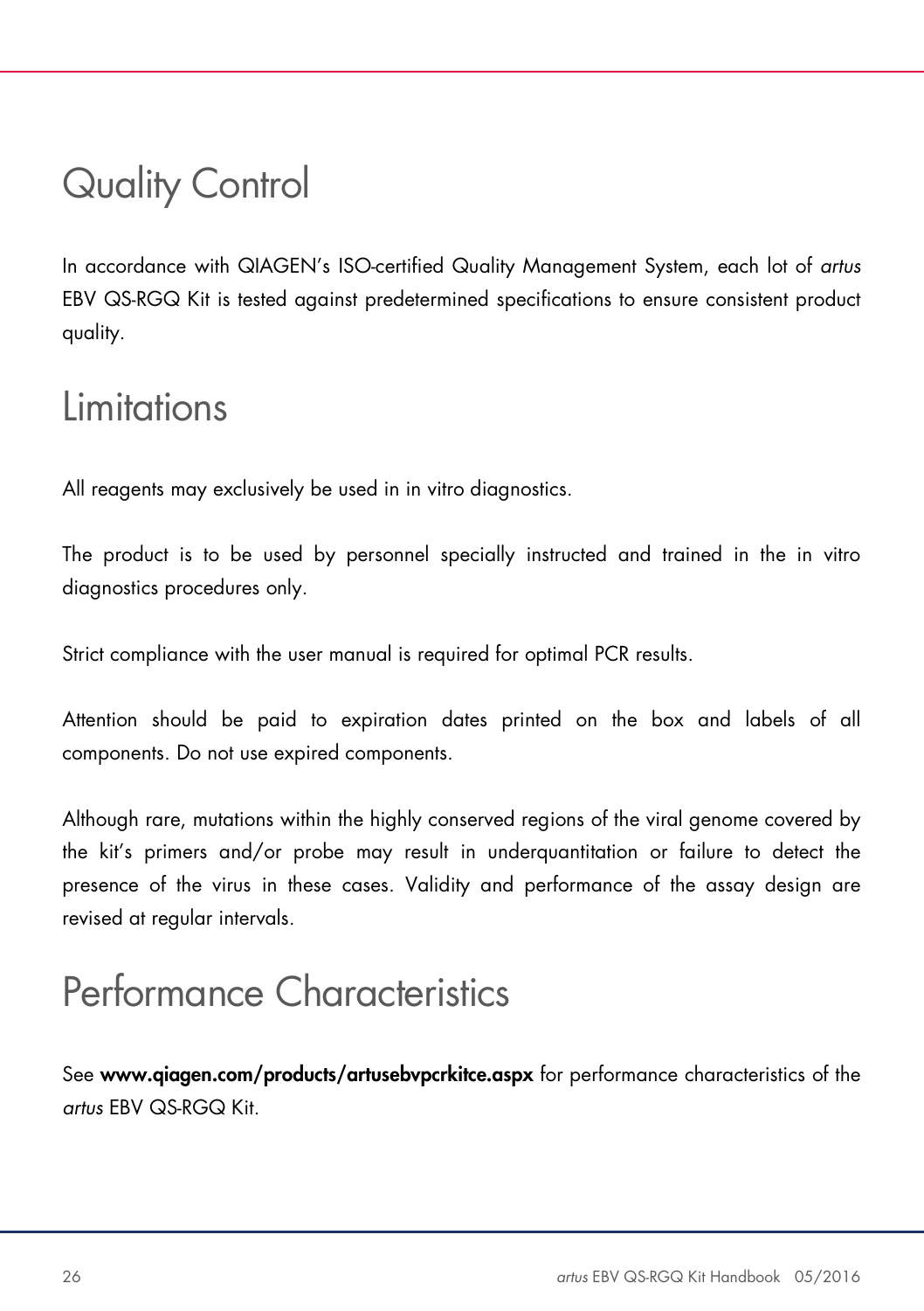# Quality Control

In accordance with QIAGEN's ISO-certified Quality Management System, each lot of *artus* EBV QS-RGQ Kit is tested against predetermined specifications to ensure consistent product quality.

# Limitations

All reagents may exclusively be used in in vitro diagnostics.

The product is to be used by personnel specially instructed and trained in the in vitro diagnostics procedures only.

Strict compliance with the user manual is required for optimal PCR results.

Attention should be paid to expiration dates printed on the box and labels of all components. Do not use expired components.

Although rare, mutations within the highly conserved regions of the viral genome covered by the kit's primers and/or probe may result in underquantitation or failure to detect the presence of the virus in these cases. Validity and performance of the assay design are revised at regular intervals.

# Performance Characteristics

See **www.qiagen.com/products/artusebvpcrkitce.aspx** for performance characteristics of the *artus* EBV QS-RGQ Kit.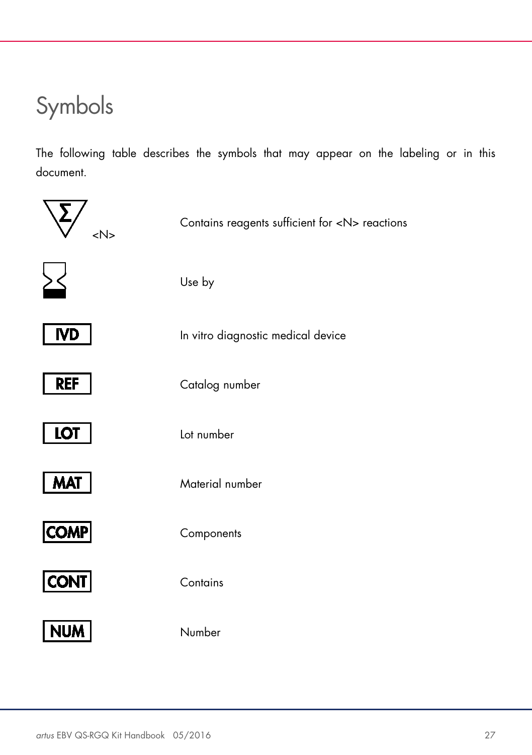# Symbols

The following table describes the symbols that may appear on the labeling or in this document.

| Symbol | Description |
| --- | --- |
| Σ <N> | Contains reagents sufficient for <N> reactions |
| ⌛ | Use by |
| IVD | In vitro diagnostic medical device |
| REF | Catalog number |
| LOT | Lot number |
| MAT | Material number |
| COMP | Components |
| CONT | Contains |
| NUM | Number |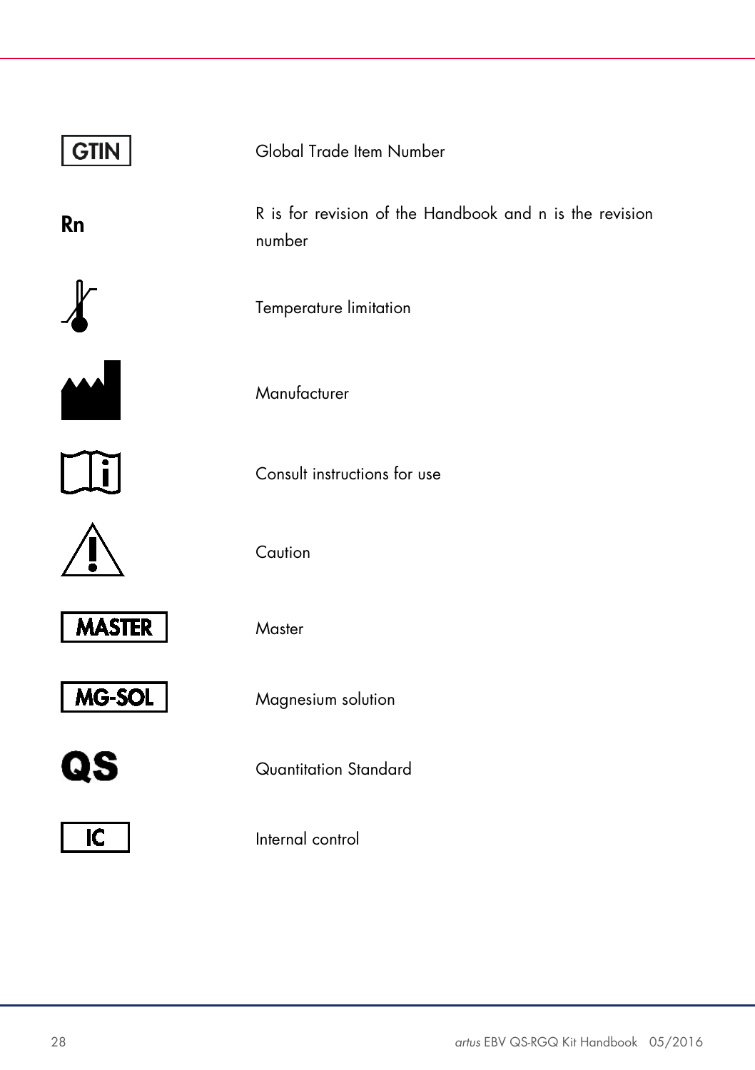| | |
|---|---|
| GTIN | Global Trade Item Number |
| Rn | R is for revision of the Handbook and n is the revision number |
| | Temperature limitation |
| | Manufacturer |
| | Consult instructions for use |
| | Caution |
| MASTER | Master |
| MG-SOL | Magnesium solution |
| QS | Quantitation Standard |
| IC | Internal control |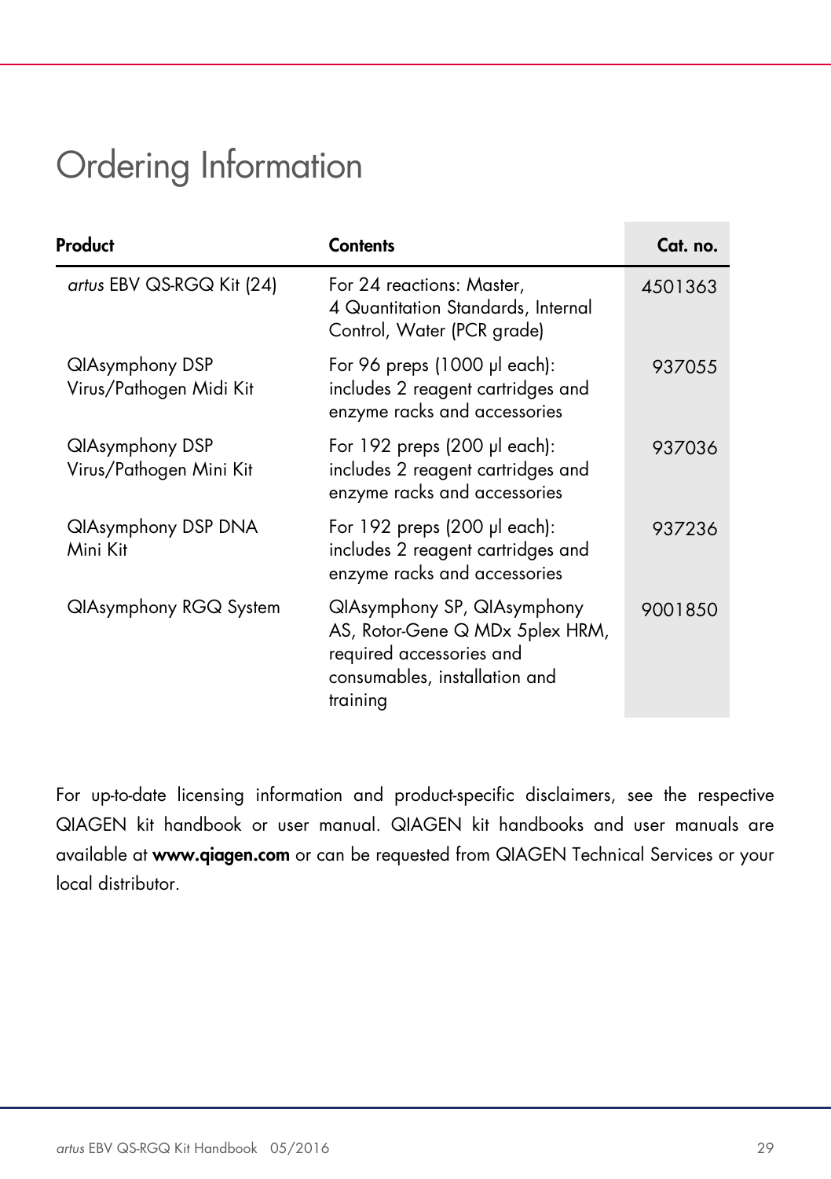# Ordering Information

| Product | Contents | Cat. no. |
|---|---|---|
| *artus* EBV QS-RGQ Kit (24) | For 24 reactions: Master, 4 Quantitation Standards, Internal Control, Water (PCR grade) | 4501363 |
| QIAsymphony DSP Virus/Pathogen Midi Kit | For 96 preps (1000 µl each): includes 2 reagent cartridges and enzyme racks and accessories | 937055 |
| QIAsymphony DSP Virus/Pathogen Mini Kit | For 192 preps (200 µl each): includes 2 reagent cartridges and enzyme racks and accessories | 937036 |
| QIAsymphony DSP DNA Mini Kit | For 192 preps (200 µl each): includes 2 reagent cartridges and enzyme racks and accessories | 937236 |
| QIAsymphony RGQ System | QIAsymphony SP, QIAsymphony AS, Rotor-Gene Q MDx 5plex HRM, required accessories and consumables, installation and training | 9001850 |

For up-to-date licensing information and product-specific disclaimers, see the respective QIAGEN kit handbook or user manual. QIAGEN kit handbooks and user manuals are available at **www.qiagen.com** or can be requested from QIAGEN Technical Services or your local distributor.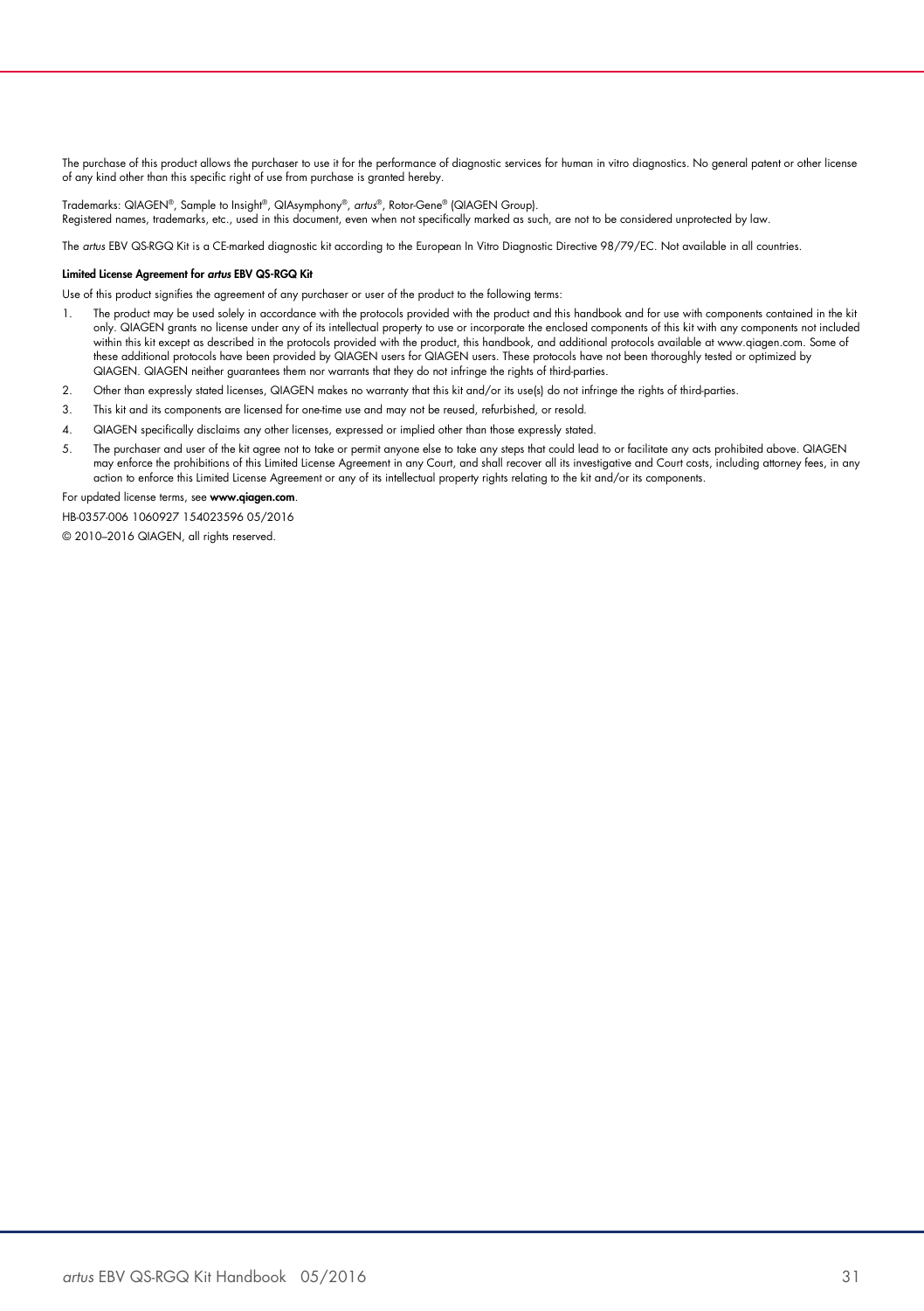The purchase of this product allows the purchaser to use it for the performance of diagnostic services for human in vitro diagnostics. No general patent or other license of any kind other than this specific right of use from purchase is granted hereby.

Trademarks: QIAGEN®, Sample to Insight®, QIAsymphony®, *artus*®, Rotor-Gene® (QIAGEN Group).
Registered names, trademarks, etc., used in this document, even when not specifically marked as such, are not to be considered unprotected by law.

The *artus* EBV QS-RGQ Kit is a CE-marked diagnostic kit according to the European In Vitro Diagnostic Directive 98/79/EC. Not available in all countries.

**Limited License Agreement for *artus* EBV QS-RGQ Kit**

Use of this product signifies the agreement of any purchaser or user of the product to the following terms:

1. The product may be used solely in accordance with the protocols provided with the product and this handbook and for use with components contained in the kit only. QIAGEN grants no license under any of its intellectual property to use or incorporate the enclosed components of this kit with any components not included within this kit except as described in the protocols provided with the product, this handbook, and additional protocols available at www.qiagen.com. Some of these additional protocols have been provided by QIAGEN users for QIAGEN users. These protocols have not been thoroughly tested or optimized by QIAGEN. QIAGEN neither guarantees them nor warrants that they do not infringe the rights of third-parties.
2. Other than expressly stated licenses, QIAGEN makes no warranty that this kit and/or its use(s) do not infringe the rights of third-parties.
3. This kit and its components are licensed for one-time use and may not be reused, refurbished, or resold.
4. QIAGEN specifically disclaims any other licenses, expressed or implied other than those expressly stated.
5. The purchaser and user of the kit agree not to take or permit anyone else to take any steps that could lead to or facilitate any acts prohibited above. QIAGEN may enforce the prohibitions of this Limited License Agreement in any Court, and shall recover all its investigative and Court costs, including attorney fees, in any action to enforce this Limited License Agreement or any of its intellectual property rights relating to the kit and/or its components.

For updated license terms, see **www.qiagen.com**.

HB-0357-006 1060927 154023596 05/2016

© 2010–2016 QIAGEN, all rights reserved.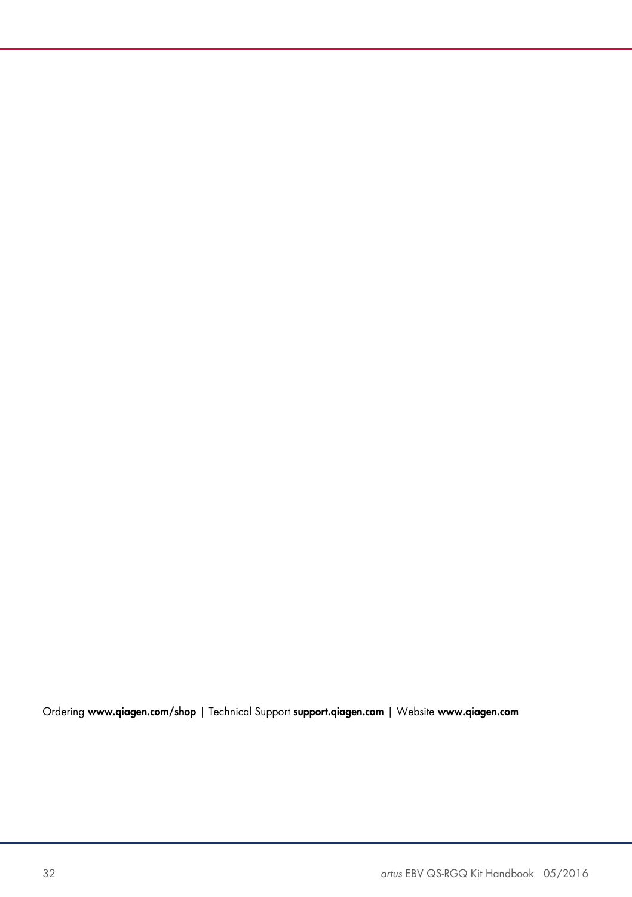Ordering **www.qiagen.com/shop** | Technical Support **support.qiagen.com** | Website **www.qiagen.com**